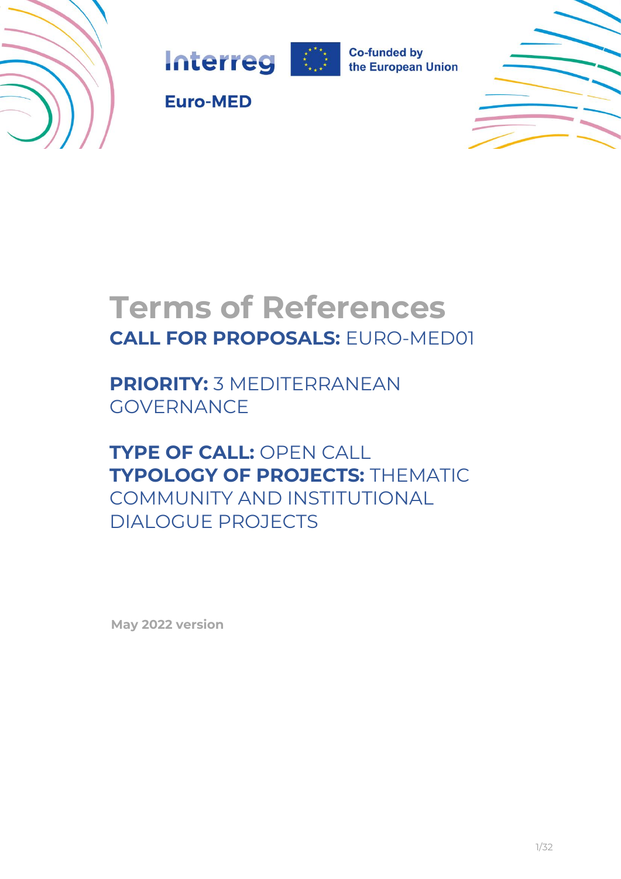Interreg Euro-MED

Co-funded by the European Union

# Terms of References

## CALL FOR PROPOSALS: EURO-MED01

**PRIORITY:** 3 MEDITERRANEAN GOVERNANCE

**TYPE OF CALL:** OPEN CALL

**TYPOLOGY OF PROJECTS:** THEMATIC COMMUNITY AND INSTITUTIONAL DIALOGUE PROJECTS

**May 2022 version**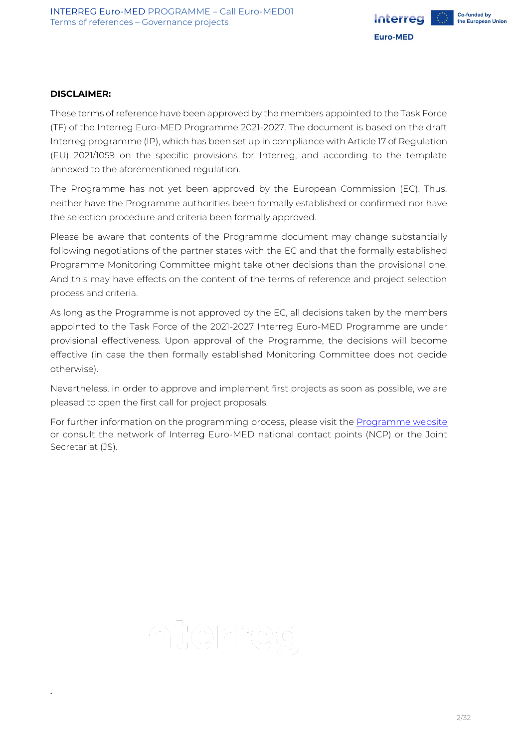**DISCLAIMER:**

These terms of reference have been approved by the members appointed to the Task Force (TF) of the Interreg Euro-MED Programme 2021-2027. The document is based on the draft Interreg programme (IP), which has been set up in compliance with Article 17 of Regulation (EU) 2021/1059 on the specific provisions for Interreg, and according to the template annexed to the aforementioned regulation.

The Programme has not yet been approved by the European Commission (EC). Thus, neither have the Programme authorities been formally established or confirmed nor have the selection procedure and criteria been formally approved.

Please be aware that contents of the Programme document may change substantially following negotiations of the partner states with the EC and that the formally established Programme Monitoring Committee might take other decisions than the provisional one. And this may have effects on the content of the terms of reference and project selection process and criteria.

As long as the Programme is not approved by the EC, all decisions taken by the members appointed to the Task Force of the 2021-2027 Interreg Euro-MED Programme are under provisional effectiveness. Upon approval of the Programme, the decisions will become effective (in case the then formally established Monitoring Committee does not decide otherwise).

Nevertheless, in order to approve and implement first projects as soon as possible, we are pleased to open the first call for project proposals.

For further information on the programming process, please visit the [Programme website]() or consult the network of Interreg Euro-MED national contact points (NCP) or the Joint Secretariat (JS).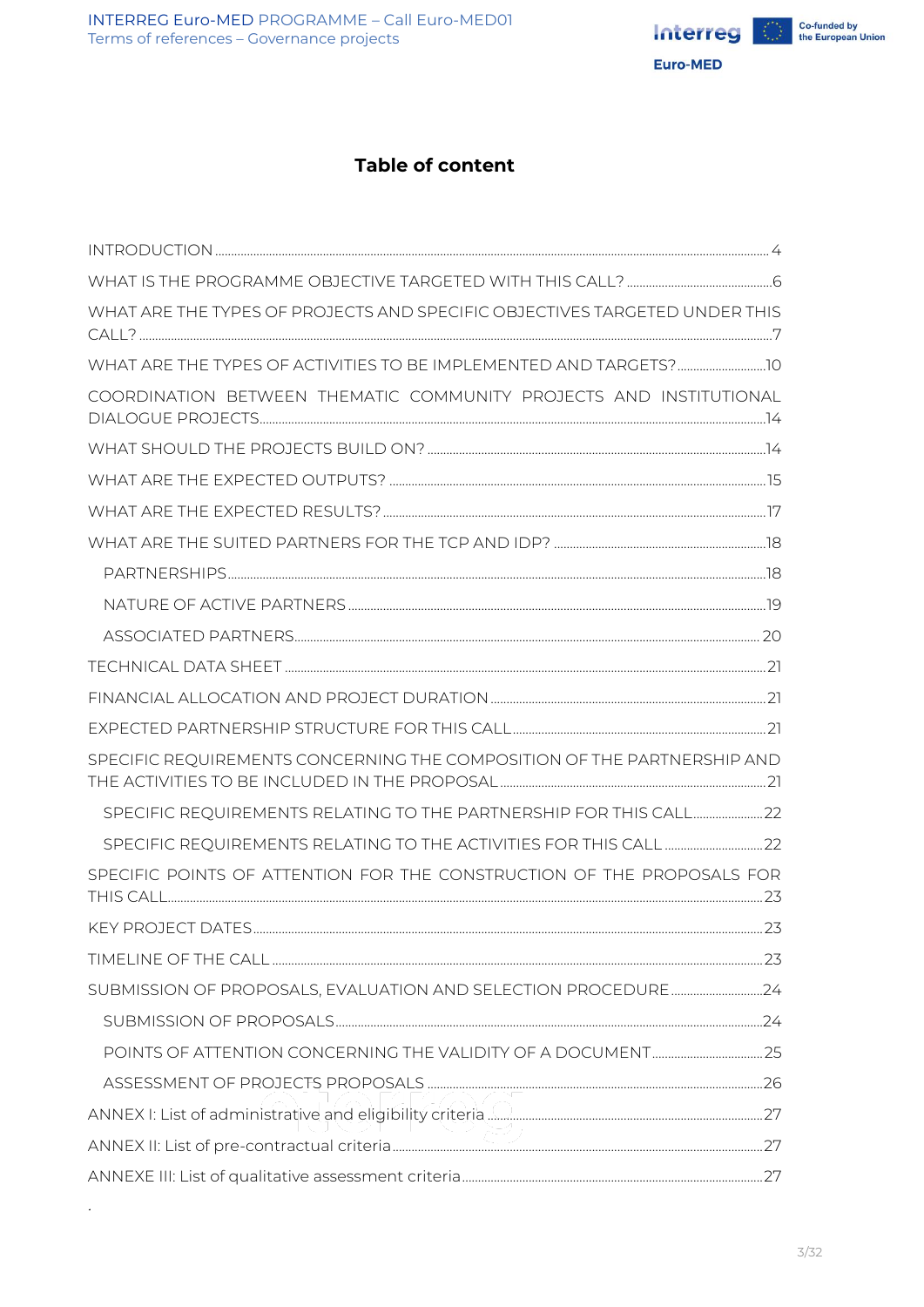# Table of content

INTRODUCTION ........ 4

WHAT IS THE PROGRAMME OBJECTIVE TARGETED WITH THIS CALL? ........ 6

WHAT ARE THE TYPES OF PROJECTS AND SPECIFIC OBJECTIVES TARGETED UNDER THIS CALL? ........ 7

WHAT ARE THE TYPES OF ACTIVITIES TO BE IMPLEMENTED AND TARGETS? ........ 10

COORDINATION BETWEEN THEMATIC COMMUNITY PROJECTS AND INSTITUTIONAL DIALOGUE PROJECTS ........ 14

WHAT SHOULD THE PROJECTS BUILD ON? ........ 14

WHAT ARE THE EXPECTED OUTPUTS? ........ 15

WHAT ARE THE EXPECTED RESULTS? ........ 17

WHAT ARE THE SUITED PARTNERS FOR THE TCP AND IDP? ........ 18

- PARTNERSHIPS ........ 18
- NATURE OF ACTIVE PARTNERS ........ 19
- ASSOCIATED PARTNERS ........ 20

TECHNICAL DATA SHEET ........ 21

FINANCIAL ALLOCATION AND PROJECT DURATION ........ 21

EXPECTED PARTNERSHIP STRUCTURE FOR THIS CALL ........ 21

SPECIFIC REQUIREMENTS CONCERNING THE COMPOSITION OF THE PARTNERSHIP AND THE ACTIVITIES TO BE INCLUDED IN THE PROPOSAL ........ 21

- SPECIFIC REQUIREMENTS RELATING TO THE PARTNERSHIP FOR THIS CALL ........ 22
- SPECIFIC REQUIREMENTS RELATING TO THE ACTIVITIES FOR THIS CALL ........ 22

SPECIFIC POINTS OF ATTENTION FOR THE CONSTRUCTION OF THE PROPOSALS FOR THIS CALL ........ 23

KEY PROJECT DATES ........ 23

TIMELINE OF THE CALL ........ 23

SUBMISSION OF PROPOSALS, EVALUATION AND SELECTION PROCEDURE ........ 24

- SUBMISSION OF PROPOSALS ........ 24
- POINTS OF ATTENTION CONCERNING THE VALIDITY OF A DOCUMENT ........ 25
- ASSESSMENT OF PROJECTS PROPOSALS ........ 26

ANNEX I: List of administrative and eligibility criteria ........ 27

ANNEX II: List of pre-contractual criteria ........ 27

ANNEXE III: List of qualitative assessment criteria ........ 27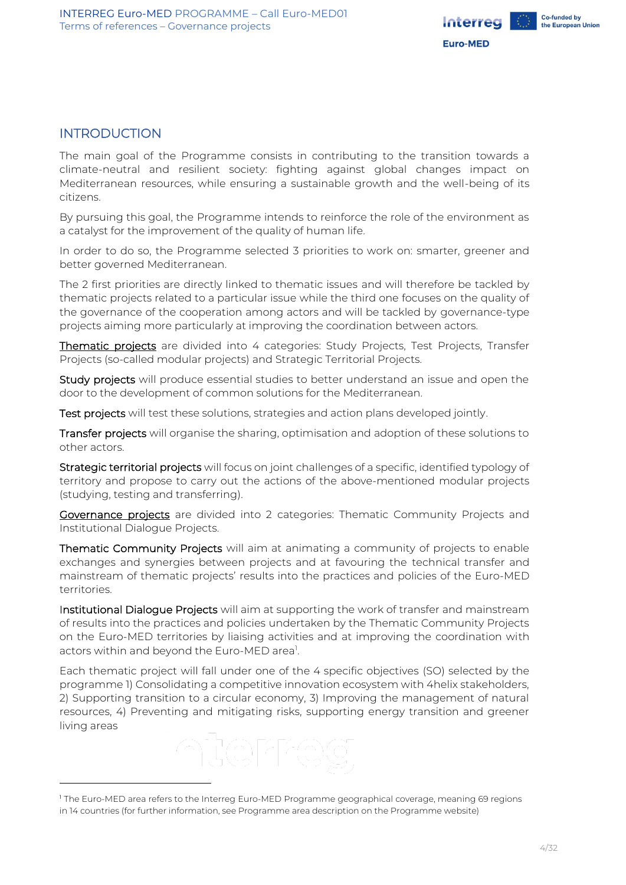# INTRODUCTION

The main goal of the Programme consists in contributing to the transition towards a climate-neutral and resilient society: fighting against global changes impact on Mediterranean resources, while ensuring a sustainable growth and the well-being of its citizens.

By pursuing this goal, the Programme intends to reinforce the role of the environment as a catalyst for the improvement of the quality of human life.

In order to do so, the Programme selected 3 priorities to work on: smarter, greener and better governed Mediterranean.

The 2 first priorities are directly linked to thematic issues and will therefore be tackled by thematic projects related to a particular issue while the third one focuses on the quality of the governance of the cooperation among actors and will be tackled by governance-type projects aiming more particularly at improving the coordination between actors.

Thematic projects are divided into 4 categories: Study Projects, Test Projects, Transfer Projects (so-called modular projects) and Strategic Territorial Projects.

Study projects will produce essential studies to better understand an issue and open the door to the development of common solutions for the Mediterranean.

Test projects will test these solutions, strategies and action plans developed jointly.

Transfer projects will organise the sharing, optimisation and adoption of these solutions to other actors.

Strategic territorial projects will focus on joint challenges of a specific, identified typology of territory and propose to carry out the actions of the above-mentioned modular projects (studying, testing and transferring).

Governance projects are divided into 2 categories: Thematic Community Projects and Institutional Dialogue Projects.

Thematic Community Projects will aim at animating a community of projects to enable exchanges and synergies between projects and at favouring the technical transfer and mainstream of thematic projects' results into the practices and policies of the Euro-MED territories.

Institutional Dialogue Projects will aim at supporting the work of transfer and mainstream of results into the practices and policies undertaken by the Thematic Community Projects on the Euro-MED territories by liaising activities and at improving the coordination with actors within and beyond the Euro-MED area[1].

Each thematic project will fall under one of the 4 specific objectives (SO) selected by the programme 1) Consolidating a competitive innovation ecosystem with 4helix stakeholders, 2) Supporting transition to a circular economy, 3) Improving the management of natural resources, 4) Preventing and mitigating risks, supporting energy transition and greener living areas

[1] The Euro-MED area refers to the Interreg Euro-MED Programme geographical coverage, meaning 69 regions in 14 countries (for further information, see Programme area description on the Programme website)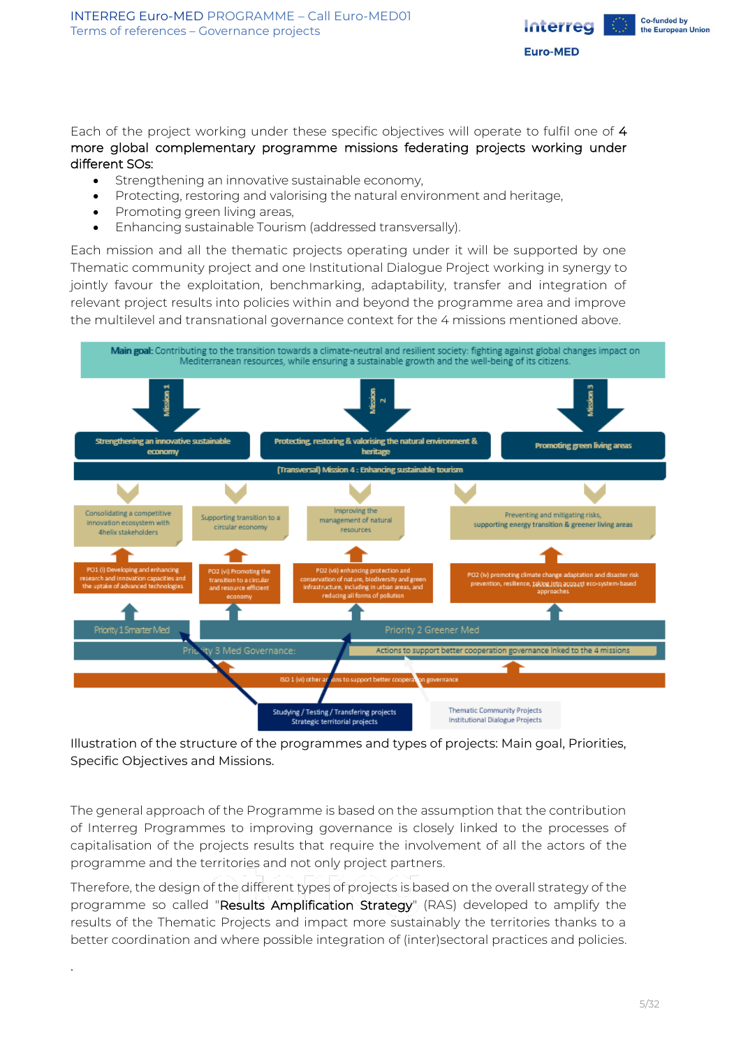Each of the project working under these specific objectives will operate to fulfil one of 4 more global complementary programme missions federating projects working under different SOs:

- Strengthening an innovative sustainable economy,
- Protecting, restoring and valorising the natural environment and heritage,
- Promoting green living areas,
- Enhancing sustainable Tourism (addressed transversally).

Each mission and all the thematic projects operating under it will be supported by one Thematic community project and one Institutional Dialogue Project working in synergy to jointly favour the exploitation, benchmarking, adaptability, transfer and integration of relevant project results into policies within and beyond the programme area and improve the multilevel and transnational governance context for the 4 missions mentioned above.

Illustration of the structure of the programmes and types of projects: Main goal, Priorities, Specific Objectives and Missions.

The general approach of the Programme is based on the assumption that the contribution of Interreg Programmes to improving governance is closely linked to the processes of capitalisation of the projects results that require the involvement of all the actors of the programme and the territories and not only project partners.

Therefore, the design of the different types of projects is based on the overall strategy of the programme so called "Results Amplification Strategy" (RAS) developed to amplify the results of the Thematic Projects and impact more sustainably the territories thanks to a better coordination and where possible integration of (inter)sectoral practices and policies.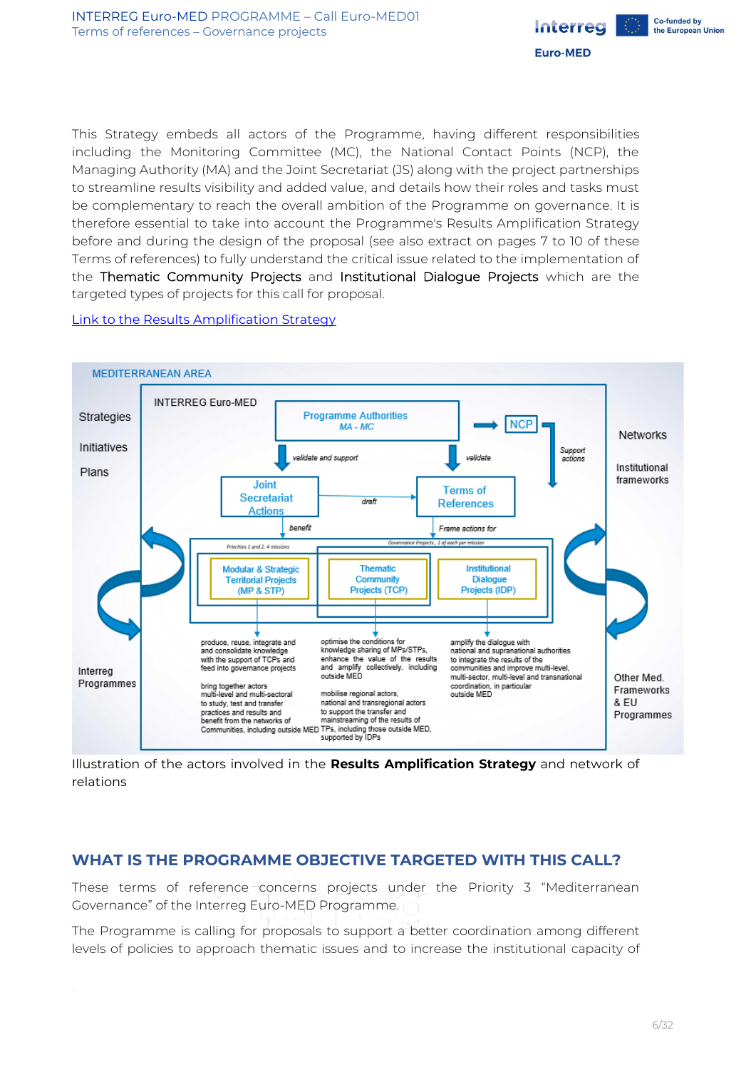This Strategy embeds all actors of the Programme, having different responsibilities including the Monitoring Committee (MC), the National Contact Points (NCP), the Managing Authority (MA) and the Joint Secretariat (JS) along with the project partnerships to streamline results visibility and added value, and details how their roles and tasks must be complementary to reach the overall ambition of the Programme on governance. It is therefore essential to take into account the Programme's Results Amplification Strategy before and during the design of the proposal (see also extract on pages 7 to 10 of these Terms of references) to fully understand the critical issue related to the implementation of the Thematic Community Projects and Institutional Dialogue Projects which are the targeted types of projects for this call for proposal.

[Link to the Results Amplification Strategy]

MEDITERRANEAN AREA

Strategies

Initiatives

Plans

INTERREG Euro-MED

Programme Authorities
*MA - MC*

NCP

*validate and support*

*validate*

*Support actions*

Networks

Institutional frameworks

Joint Secretariat Actions

*draft*

Terms of References

*benefit*

*Frame actions for*

*Priorities 1 and 2, 4 missions*

*Governance Projects , 1 of each per mission*

Modular & Strategic Territorial Projects (MP & STP)

Thematic Community Projects (TCP)

Institutional Dialogue Projects (IDP)

produce, reuse, integrate and and consolidate knowledge with the support of TCPs and feed into governance projects

bring together actors multi-level and multi-sectoral to study, test and transfer practices and results and benefit from the networks of Communities, including outside MED

optimise the conditions for knowledge sharing of MPs/STPs, enhance the value of the results and amplify collectively, including outside MED

mobilise regional actors, national and transregional actors to support the transfer and mainstreaming of the results of TPs, including those outside MED, supported by IDPs

amplify the dialogue with national and supranational authorities to integrate the results of the communities and improve multi-level, multi-sector, multi-level and transnational coordination, in particular outside MED

Interreg Programmes

Other Med. Frameworks & EU Programmes

Illustration of the actors involved in the **Results Amplification Strategy** and network of relations

## WHAT IS THE PROGRAMME OBJECTIVE TARGETED WITH THIS CALL?

These terms of reference concerns projects under the Priority 3 "Mediterranean Governance" of the Interreg Euro-MED Programme.

The Programme is calling for proposals to support a better coordination among different levels of policies to approach thematic issues and to increase the institutional capacity of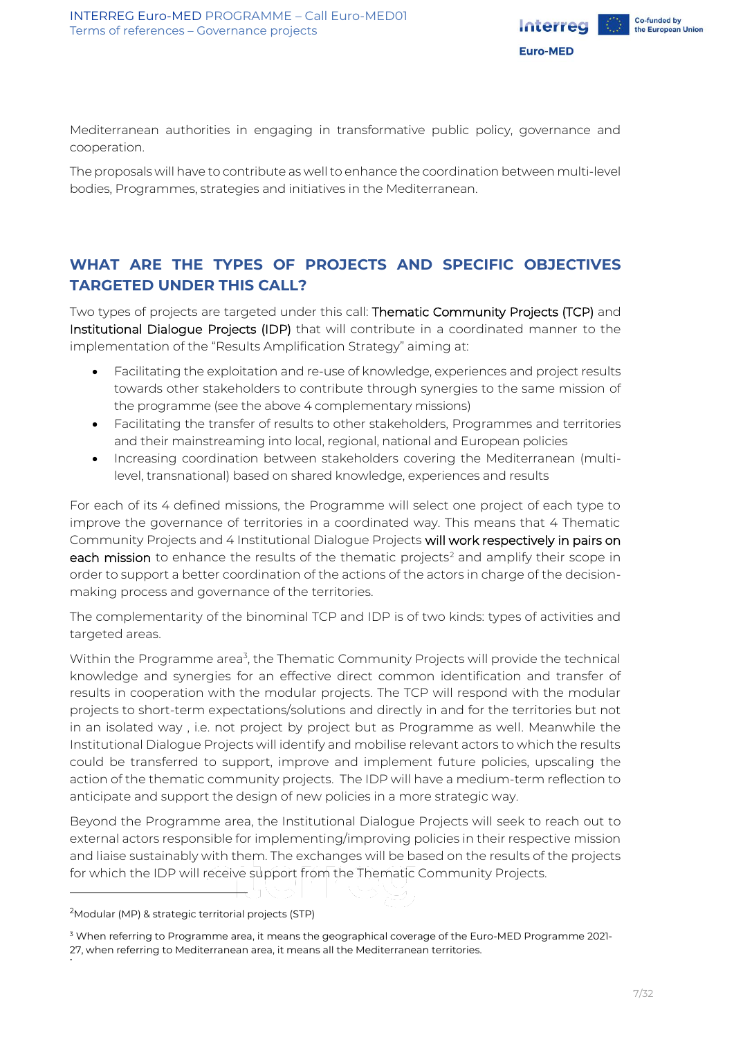Mediterranean authorities in engaging in transformative public policy, governance and cooperation.

The proposals will have to contribute as well to enhance the coordination between multi-level bodies, Programmes, strategies and initiatives in the Mediterranean.

## WHAT ARE THE TYPES OF PROJECTS AND SPECIFIC OBJECTIVES TARGETED UNDER THIS CALL?

Two types of projects are targeted under this call: Thematic Community Projects (TCP) and Institutional Dialogue Projects (IDP) that will contribute in a coordinated manner to the implementation of the "Results Amplification Strategy" aiming at:

- Facilitating the exploitation and re-use of knowledge, experiences and project results towards other stakeholders to contribute through synergies to the same mission of the programme (see the above 4 complementary missions)
- Facilitating the transfer of results to other stakeholders, Programmes and territories and their mainstreaming into local, regional, national and European policies
- Increasing coordination between stakeholders covering the Mediterranean (multi-level, transnational) based on shared knowledge, experiences and results

For each of its 4 defined missions, the Programme will select one project of each type to improve the governance of territories in a coordinated way. This means that 4 Thematic Community Projects and 4 Institutional Dialogue Projects will work respectively in pairs on each mission to enhance the results of the thematic projects[2] and amplify their scope in order to support a better coordination of the actions of the actors in charge of the decision-making process and governance of the territories.

The complementarity of the binominal TCP and IDP is of two kinds: types of activities and targeted areas.

Within the Programme area[3], the Thematic Community Projects will provide the technical knowledge and synergies for an effective direct common identification and transfer of results in cooperation with the modular projects. The TCP will respond with the modular projects to short-term expectations/solutions and directly in and for the territories but not in an isolated way , i.e. not project by project but as Programme as well. Meanwhile the Institutional Dialogue Projects will identify and mobilise relevant actors to which the results could be transferred to support, improve and implement future policies, upscaling the action of the thematic community projects. The IDP will have a medium-term reflection to anticipate and support the design of new policies in a more strategic way.

Beyond the Programme area, the Institutional Dialogue Projects will seek to reach out to external actors responsible for implementing/improving policies in their respective mission and liaise sustainably with them. The exchanges will be based on the results of the projects for which the IDP will receive support from the Thematic Community Projects.

---

[2] Modular (MP) & strategic territorial projects (STP)

[3] When referring to Programme area, it means the geographical coverage of the Euro-MED Programme 2021-27, when referring to Mediterranean area, it means all the Mediterranean territories.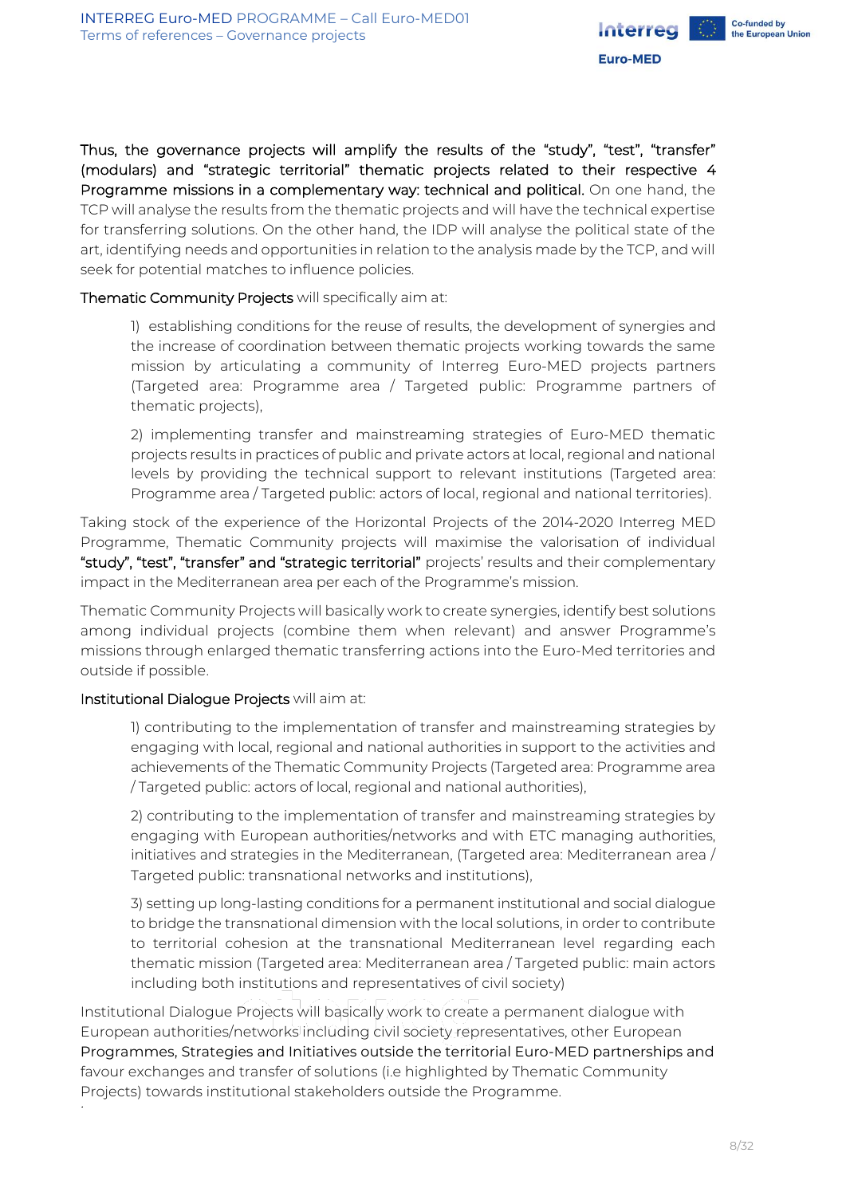Thus, the governance projects will amplify the results of the “study”, “test”, “transfer” (modulars) and “strategic territorial” thematic projects related to their respective 4 Programme missions in a complementary way: technical and political. On one hand, the TCP will analyse the results from the thematic projects and will have the technical expertise for transferring solutions. On the other hand, the IDP will analyse the political state of the art, identifying needs and opportunities in relation to the analysis made by the TCP, and will seek for potential matches to influence policies.

Thematic Community Projects will specifically aim at:

1) establishing conditions for the reuse of results, the development of synergies and the increase of coordination between thematic projects working towards the same mission by articulating a community of Interreg Euro-MED projects partners (Targeted area: Programme area / Targeted public: Programme partners of thematic projects),

2) implementing transfer and mainstreaming strategies of Euro-MED thematic projects results in practices of public and private actors at local, regional and national levels by providing the technical support to relevant institutions (Targeted area: Programme area / Targeted public: actors of local, regional and national territories).

Taking stock of the experience of the Horizontal Projects of the 2014-2020 Interreg MED Programme, Thematic Community projects will maximise the valorisation of individual “study”, “test”, “transfer” and “strategic territorial” projects' results and their complementary impact in the Mediterranean area per each of the Programme's mission.

Thematic Community Projects will basically work to create synergies, identify best solutions among individual projects (combine them when relevant) and answer Programme's missions through enlarged thematic transferring actions into the Euro-Med territories and outside if possible.

Institutional Dialogue Projects will aim at:

1) contributing to the implementation of transfer and mainstreaming strategies by engaging with local, regional and national authorities in support to the activities and achievements of the Thematic Community Projects (Targeted area: Programme area / Targeted public: actors of local, regional and national authorities),

2) contributing to the implementation of transfer and mainstreaming strategies by engaging with European authorities/networks and with ETC managing authorities, initiatives and strategies in the Mediterranean, (Targeted area: Mediterranean area / Targeted public: transnational networks and institutions),

3) setting up long-lasting conditions for a permanent institutional and social dialogue to bridge the transnational dimension with the local solutions, in order to contribute to territorial cohesion at the transnational Mediterranean level regarding each thematic mission (Targeted area: Mediterranean area / Targeted public: main actors including both institutions and representatives of civil society)

Institutional Dialogue Projects will basically work to create a permanent dialogue with European authorities/networks including civil society representatives, other European Programmes, Strategies and Initiatives outside the territorial Euro-MED partnerships and favour exchanges and transfer of solutions (i.e highlighted by Thematic Community Projects) towards institutional stakeholders outside the Programme.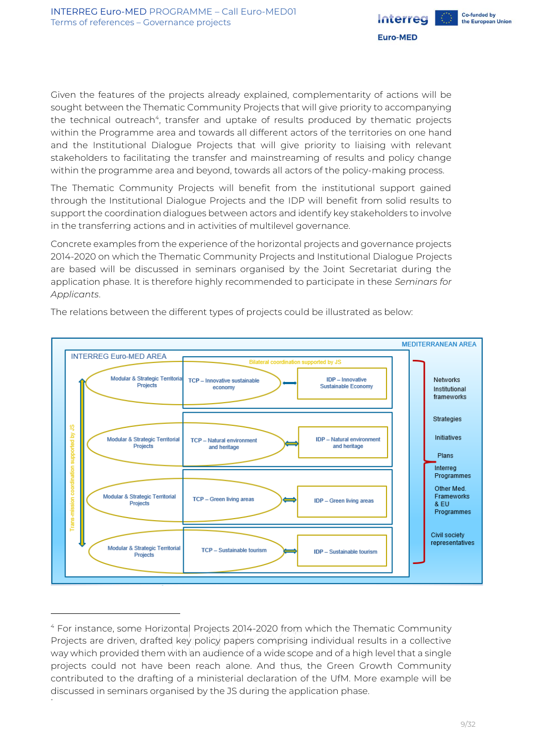Given the features of the projects already explained, complementarity of actions will be sought between the Thematic Community Projects that will give priority to accompanying the technical outreach[4], transfer and uptake of results produced by thematic projects within the Programme area and towards all different actors of the territories on one hand and the Institutional Dialogue Projects that will give priority to liaising with relevant stakeholders to facilitating the transfer and mainstreaming of results and policy change within the programme area and beyond, towards all actors of the policy-making process.

The Thematic Community Projects will benefit from the institutional support gained through the Institutional Dialogue Projects and the IDP will benefit from solid results to support the coordination dialogues between actors and identify key stakeholders to involve in the transferring actions and in activities of multilevel governance.

Concrete examples from the experience of the horizontal projects and governance projects 2014-2020 on which the Thematic Community Projects and Institutional Dialogue Projects are based will be discussed in seminars organised by the Joint Secretariat during the application phase. It is therefore highly recommended to participate in these *Seminars for Applicants*.

The relations between the different types of projects could be illustrated as below:

MEDITERRANEAN AREA

INTERREG Euro-MED AREA

Bilateral coordination supported by JS

Trans-mission coordination supported by JS

| Modular & Strategic Territorial Projects | TCP | | IDP |
|---|---|---|---|
| Modular & Strategic Territorial Projects | TCP – Innovative sustainable economy | ↔ | IDP – Innovative Sustainable Economy |
| Modular & Strategic Territorial Projects | TCP – Natural environment and heritage | ↔ | IDP – Natural environment and heritage |
| Modular & Strategic Territorial Projects | TCP – Green living areas | ↔ | IDP – Green living areas |
| Modular & Strategic Territorial Projects | TCP – Sustainable tourism | ↔ | IDP – Sustainable tourism |

Networks
Institutional frameworks
Strategies
Initiatives
Plans
Interreg Programmes
Other Med. Frameworks & EU Programmes
Civil society representatives

---

[4] For instance, some Horizontal Projects 2014-2020 from which the Thematic Community Projects are driven, drafted key policy papers comprising individual results in a collective way which provided them with an audience of a wide scope and of a high level that a single projects could not have been reach alone. And thus, the Green Growth Community contributed to the drafting of a ministerial declaration of the UfM. More example will be discussed in seminars organised by the JS during the application phase.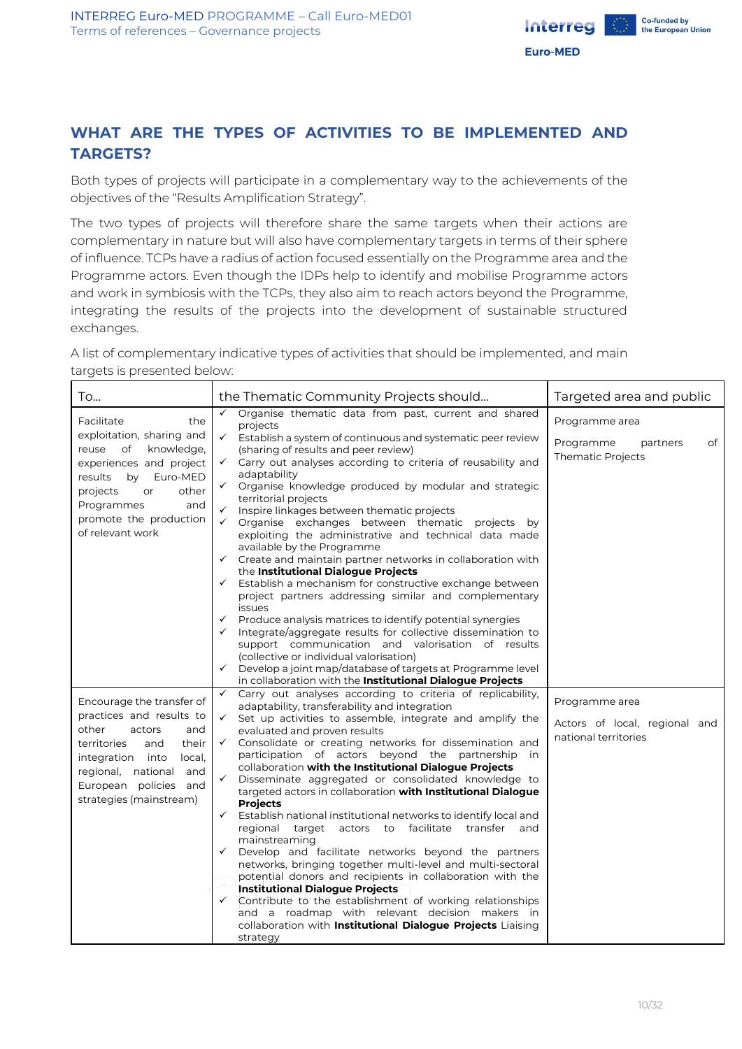## WHAT ARE THE TYPES OF ACTIVITIES TO BE IMPLEMENTED AND TARGETS?

Both types of projects will participate in a complementary way to the achievements of the objectives of the "Results Amplification Strategy".

The two types of projects will therefore share the same targets when their actions are complementary in nature but will also have complementary targets in terms of their sphere of influence. TCPs have a radius of action focused essentially on the Programme area and the Programme actors. Even though the IDPs help to identify and mobilise Programme actors and work in symbiosis with the TCPs, they also aim to reach actors beyond the Programme, integrating the results of the projects into the development of sustainable structured exchanges.

A list of complementary indicative types of activities that should be implemented, and main targets is presented below:

| To... | the Thematic Community Projects should... | Targeted area and public |
|---|---|---|
| Facilitate the exploitation, sharing and reuse of knowledge, experiences and project results by Euro-MED projects or other Programmes and promote the production of relevant work | ✓ Organise thematic data from past, current and shared projects<br>✓ Establish a system of continuous and systematic peer review (sharing of results and peer review)<br>✓ Carry out analyses according to criteria of reusability and adaptability<br>✓ Organise knowledge produced by modular and strategic territorial projects<br>✓ Inspire linkages between thematic projects<br>✓ Organise exchanges between thematic projects by exploiting the administrative and technical data made available by the Programme<br>✓ Create and maintain partner networks in collaboration with the **Institutional Dialogue Projects**<br>✓ Establish a mechanism for constructive exchange between project partners addressing similar and complementary issues<br>✓ Produce analysis matrices to identify potential synergies<br>✓ Integrate/aggregate results for collective dissemination to support communication and valorisation of results (collective or individual valorisation)<br>✓ Develop a joint map/database of targets at Programme level in collaboration with the **Institutional Dialogue Projects** | Programme area<br>Programme partners of Thematic Projects |
| Encourage the transfer of practices and results to other actors and territories and their integration into local, regional, national and European policies and strategies (mainstream) | ✓ Carry out analyses according to criteria of replicability, adaptability, transferability and integration<br>✓ Set up activities to assemble, integrate and amplify the evaluated and proven results<br>✓ Consolidate or creating networks for dissemination and participation of actors beyond the partnership in collaboration **with the Institutional Dialogue Projects**<br>✓ Disseminate aggregated or consolidated knowledge to targeted actors in collaboration **with Institutional Dialogue Projects**<br>✓ Establish national institutional networks to identify local and regional target actors to facilitate transfer and mainstreaming<br>✓ Develop and facilitate networks beyond the partners networks, bringing together multi-level and multi-sectoral potential donors and recipients in collaboration with the **Institutional Dialogue Projects**<br>✓ Contribute to the establishment of working relationships and a roadmap with relevant decision makers in collaboration with **Institutional Dialogue Projects** Liaising strategy | Programme area<br>Actors of local, regional and national territories |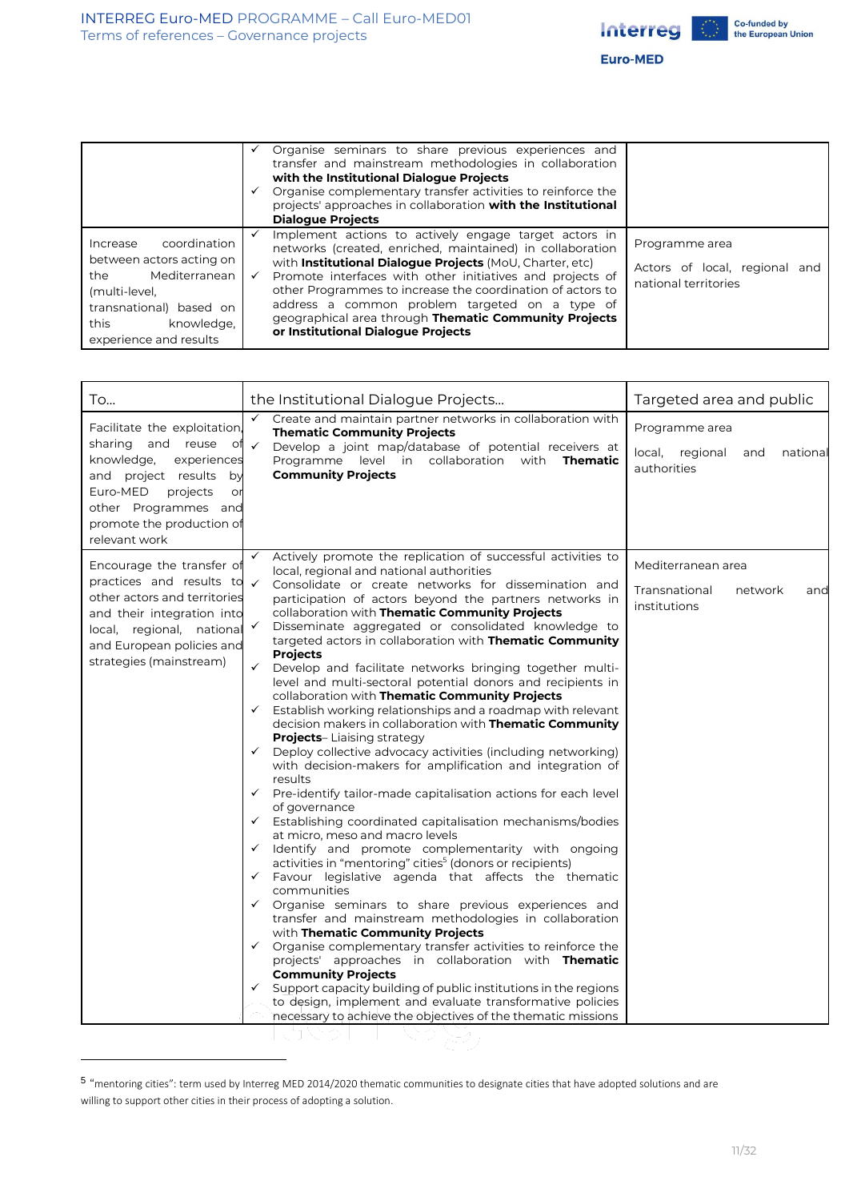| | | |
|---|---|---|
| | ✓ Organise seminars to share previous experiences and transfer and mainstream methodologies in collaboration **with the Institutional Dialogue Projects**<br>✓ Organise complementary transfer activities to reinforce the projects' approaches in collaboration **with the Institutional Dialogue Projects** | |
| Increase coordination between actors acting on the Mediterranean (multi-level, transnational) based on this knowledge, experience and results | ✓ Implement actions to actively engage target actors in networks (created, enriched, maintained) in collaboration with **Institutional Dialogue Projects** (MoU, Charter, etc)<br>✓ Promote interfaces with other initiatives and projects of other Programmes to increase the coordination of actors to address a common problem targeted on a type of geographical area through **Thematic Community Projects or Institutional Dialogue Projects** | Programme area<br>Actors of local, regional and national territories |

| To... | the Institutional Dialogue Projects... | Targeted area and public |
|---|---|---|
| Facilitate the exploitation, sharing and reuse of knowledge, experiences and project results by Euro-MED projects or other Programmes and promote the production of relevant work | ✓ Create and maintain partner networks in collaboration with **Thematic Community Projects**<br>✓ Develop a joint map/database of potential receivers at Programme level in collaboration with **Thematic Community Projects** | Programme area<br>local, regional and national authorities |
| Encourage the transfer of practices and results to other actors and territories and their integration into local, regional, national and European policies and strategies (mainstream) | ✓ Actively promote the replication of successful activities to local, regional and national authorities<br>✓ Consolidate or create networks for dissemination and participation of actors beyond the partners networks in collaboration with **Thematic Community Projects**<br>✓ Disseminate aggregated or consolidated knowledge to targeted actors in collaboration with **Thematic Community Projects**<br>✓ Develop and facilitate networks bringing together multi-level and multi-sectoral potential donors and recipients in collaboration with **Thematic Community Projects**<br>✓ Establish working relationships and a roadmap with relevant decision makers in collaboration with **Thematic Community Projects**– Liaising strategy<br>✓ Deploy collective advocacy activities (including networking) with decision-makers for amplification and integration of results<br>✓ Pre-identify tailor-made capitalisation actions for each level of governance<br>✓ Establishing coordinated capitalisation mechanisms/bodies at micro, meso and macro levels<br>✓ Identify and promote complementarity with ongoing activities in "mentoring" cities[5] (donors or recipients)<br>✓ Favour legislative agenda that affects the thematic communities<br>✓ Organise seminars to share previous experiences and transfer and mainstream methodologies in collaboration with **Thematic Community Projects**<br>✓ Organise complementary transfer activities to reinforce the projects' approaches in collaboration with **Thematic Community Projects**<br>✓ Support capacity building of public institutions in the regions to design, implement and evaluate transformative policies necessary to achieve the objectives of the thematic missions | Mediterranean area<br>Transnational network and institutions |

[5] "mentoring cities": term used by Interreg MED 2014/2020 thematic communities to designate cities that have adopted solutions and are willing to support other cities in their process of adopting a solution.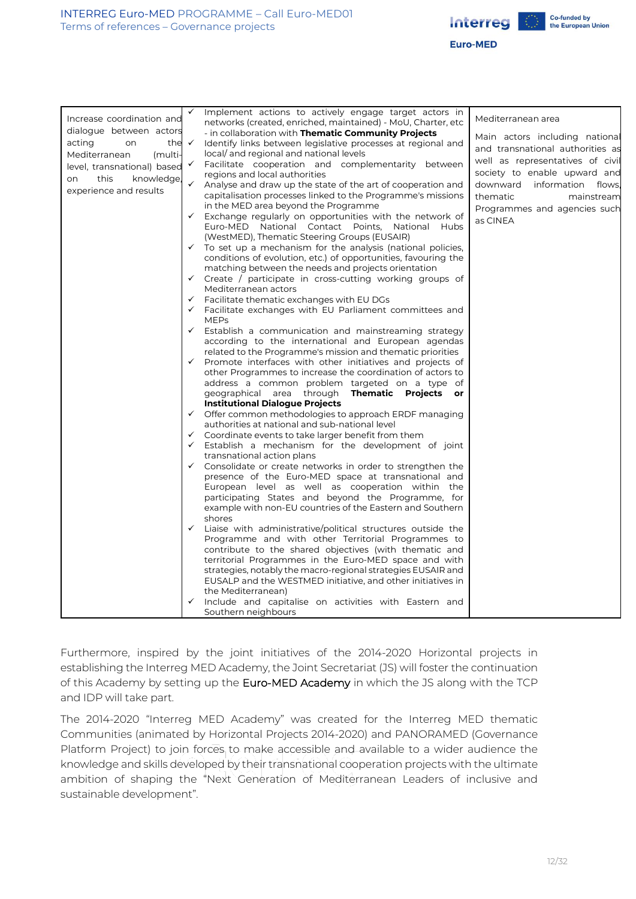| | | |
|---|---|---|
| Increase coordination and dialogue between actors acting on the Mediterranean (multi-level, transnational) based on this knowledge, experience and results | ✓ Implement actions to actively engage target actors in networks (created, enriched, maintained) - MoU, Charter, etc - in collaboration with **Thematic Community Projects**<br>✓ Identify links between legislative processes at regional and local/ and regional and national levels<br>✓ Facilitate cooperation and complementarity between regions and local authorities<br>✓ Analyse and draw up the state of the art of cooperation and capitalisation processes linked to the Programme's missions in the MED area beyond the Programme<br>✓ Exchange regularly on opportunities with the network of Euro-MED National Contact Points, National Hubs (WestMED), Thematic Steering Groups (EUSAIR)<br>✓ To set up a mechanism for the analysis (national policies, conditions of evolution, etc.) of opportunities, favouring the matching between the needs and projects orientation<br>✓ Create / participate in cross-cutting working groups of Mediterranean actors<br>✓ Facilitate thematic exchanges with EU DGs<br>✓ Facilitate exchanges with EU Parliament committees and MEPs<br>✓ Establish a communication and mainstreaming strategy according to the international and European agendas related to the Programme's mission and thematic priorities<br>✓ Promote interfaces with other initiatives and projects of other Programmes to increase the coordination of actors to address a common problem targeted on a type of geographical area through **Thematic Projects or Institutional Dialogue Projects**<br>✓ Offer common methodologies to approach ERDF managing authorities at national and sub-national level<br>✓ Coordinate events to take larger benefit from them<br>✓ Establish a mechanism for the development of joint transnational action plans<br>✓ Consolidate or create networks in order to strengthen the presence of the Euro-MED space at transnational and European level as well as cooperation within the participating States and beyond the Programme, for example with non-EU countries of the Eastern and Southern shores<br>✓ Liaise with administrative/political structures outside the Programme and with other Territorial Programmes to contribute to the shared objectives (with thematic and territorial Programmes in the Euro-MED space and with strategies, notably the macro-regional strategies EUSAIR and EUSALP and the WESTMED initiative, and other initiatives in the Mediterranean)<br>✓ Include and capitalise on activities with Eastern and Southern neighbours | Mediterranean area<br><br>Main actors including national and transnational authorities as well as representatives of civil society to enable upward and downward information flows, thematic mainstream Programmes and agencies such as CINEA |

Furthermore, inspired by the joint initiatives of the 2014-2020 Horizontal projects in establishing the Interreg MED Academy, the Joint Secretariat (JS) will foster the continuation of this Academy by setting up the Euro-MED Academy in which the JS along with the TCP and IDP will take part.

The 2014-2020 "Interreg MED Academy" was created for the Interreg MED thematic Communities (animated by Horizontal Projects 2014-2020) and PANORAMED (Governance Platform Project) to join forces to make accessible and available to a wider audience the knowledge and skills developed by their transnational cooperation projects with the ultimate ambition of shaping the "Next Generation of Mediterranean Leaders of inclusive and sustainable development".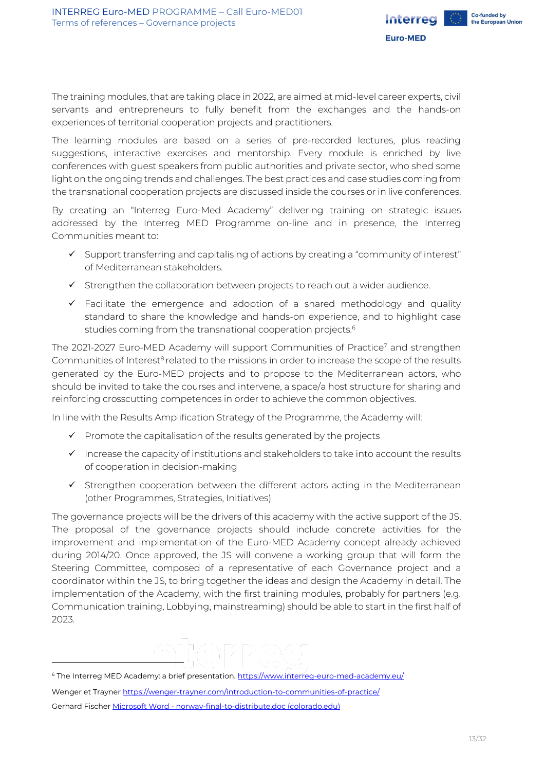The training modules, that are taking place in 2022, are aimed at mid-level career experts, civil servants and entrepreneurs to fully benefit from the exchanges and the hands-on experiences of territorial cooperation projects and practitioners.

The learning modules are based on a series of pre-recorded lectures, plus reading suggestions, interactive exercises and mentorship. Every module is enriched by live conferences with guest speakers from public authorities and private sector, who shed some light on the ongoing trends and challenges. The best practices and case studies coming from the transnational cooperation projects are discussed inside the courses or in live conferences.

By creating an "Interreg Euro-Med Academy" delivering training on strategic issues addressed by the Interreg MED Programme on-line and in presence, the Interreg Communities meant to:

- ✓ Support transferring and capitalising of actions by creating a "community of interest" of Mediterranean stakeholders.
- ✓ Strengthen the collaboration between projects to reach out a wider audience.
- ✓ Facilitate the emergence and adoption of a shared methodology and quality standard to share the knowledge and hands-on experience, and to highlight case studies coming from the transnational cooperation projects.[6]

The 2021-2027 Euro-MED Academy will support Communities of Practice[7] and strengthen Communities of Interest[8] related to the missions in order to increase the scope of the results generated by the Euro-MED projects and to propose to the Mediterranean actors, who should be invited to take the courses and intervene, a space/a host structure for sharing and reinforcing crosscutting competences in order to achieve the common objectives.

In line with the Results Amplification Strategy of the Programme, the Academy will:

- ✓ Promote the capitalisation of the results generated by the projects
- ✓ Increase the capacity of institutions and stakeholders to take into account the results of cooperation in decision-making
- ✓ Strengthen cooperation between the different actors acting in the Mediterranean (other Programmes, Strategies, Initiatives)

The governance projects will be the drivers of this academy with the active support of the JS. The proposal of the governance projects should include concrete activities for the improvement and implementation of the Euro-MED Academy concept already achieved during 2014/20. Once approved, the JS will convene a working group that will form the Steering Committee, composed of a representative of each Governance project and a coordinator within the JS, to bring together the ideas and design the Academy in detail. The implementation of the Academy, with the first training modules, probably for partners (e.g. Communication training, Lobbying, mainstreaming) should be able to start in the first half of 2023.

---

[6] The Interreg MED Academy: a brief presentation. https://www.interreg-euro-med-academy.eu/

Wenger et Trayner https://wenger-trayner.com/introduction-to-communities-of-practice/

Gerhard Fischer Microsoft Word - norway-final-to-distribute.doc (colorado.edu)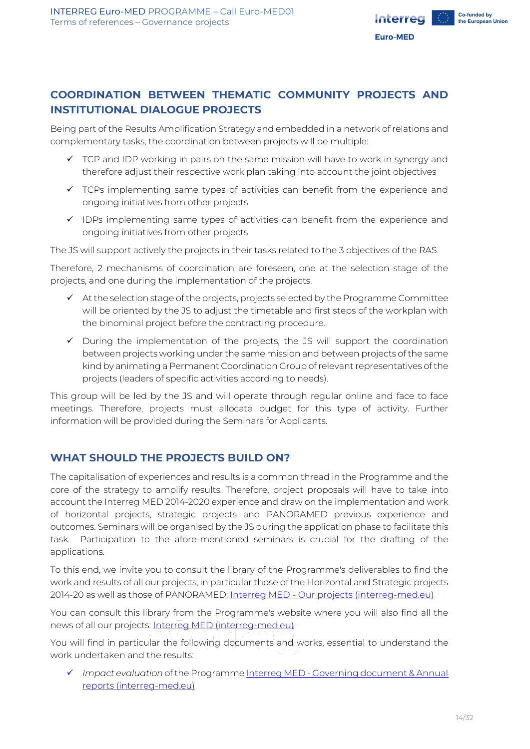## COORDINATION BETWEEN THEMATIC COMMUNITY PROJECTS AND INSTITUTIONAL DIALOGUE PROJECTS

Being part of the Results Amplification Strategy and embedded in a network of relations and complementary tasks, the coordination between projects will be multiple:

- ✓ TCP and IDP working in pairs on the same mission will have to work in synergy and therefore adjust their respective work plan taking into account the joint objectives
- ✓ TCPs implementing same types of activities can benefit from the experience and ongoing initiatives from other projects
- ✓ IDPs implementing same types of activities can benefit from the experience and ongoing initiatives from other projects

The JS will support actively the projects in their tasks related to the 3 objectives of the RAS.

Therefore, 2 mechanisms of coordination are foreseen, one at the selection stage of the projects, and one during the implementation of the projects.

- ✓ At the selection stage of the projects, projects selected by the Programme Committee will be oriented by the JS to adjust the timetable and first steps of the workplan with the binominal project before the contracting procedure.
- ✓ During the implementation of the projects, the JS will support the coordination between projects working under the same mission and between projects of the same kind by animating a Permanent Coordination Group of relevant representatives of the projects (leaders of specific activities according to needs).

This group will be led by the JS and will operate through regular online and face to face meetings. Therefore, projects must allocate budget for this type of activity. Further information will be provided during the Seminars for Applicants.

## WHAT SHOULD THE PROJECTS BUILD ON?

The capitalisation of experiences and results is a common thread in the Programme and the core of the strategy to amplify results. Therefore, project proposals will have to take into account the Interreg MED 2014-2020 experience and draw on the implementation and work of horizontal projects, strategic projects and PANORAMED previous experience and outcomes. Seminars will be organised by the JS during the application phase to facilitate this task. Participation to the afore-mentioned seminars is crucial for the drafting of the applications.

To this end, we invite you to consult the library of the Programme's deliverables to find the work and results of all our projects, in particular those of the Horizontal and Strategic projects 2014-20 as well as those of PANORAMED: [Interreg MED - Our projects (interreg-med.eu)]

You can consult this library from the Programme's website where you will also find all the news of all our projects: [Interreg MED (interreg-med.eu)]

You will find in particular the following documents and works, essential to understand the work undertaken and the results:

- ✓ *Impact evaluation* of the Programme [Interreg MED - Governing document & Annual reports (interreg-med.eu)]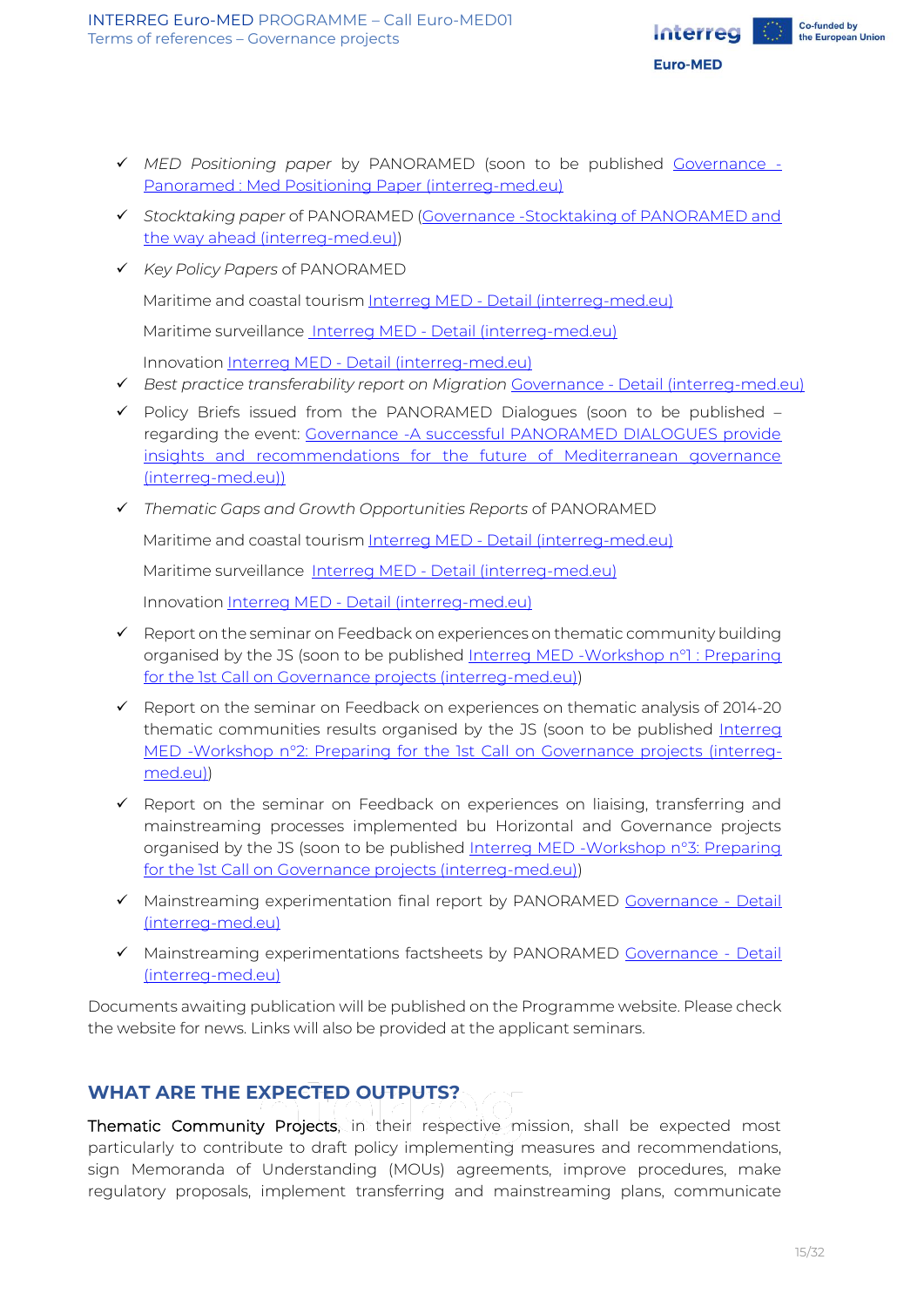- ✓ *MED Positioning paper* by PANORAMED (soon to be published Governance - Panoramed : Med Positioning Paper (interreg-med.eu)
- ✓ *Stocktaking paper* of PANORAMED (Governance -Stocktaking of PANORAMED and the way ahead (interreg-med.eu))
- ✓ *Key Policy Papers* of PANORAMED

  Maritime and coastal tourism Interreg MED - Detail (interreg-med.eu)

  Maritime surveillance Interreg MED - Detail (interreg-med.eu)

  Innovation Interreg MED - Detail (interreg-med.eu)
- ✓ *Best practice transferability report on Migration* Governance - Detail (interreg-med.eu)
- ✓ Policy Briefs issued from the PANORAMED Dialogues (soon to be published – regarding the event: Governance -A successful PANORAMED DIALOGUES provide insights and recommendations for the future of Mediterranean governance (interreg-med.eu))
- ✓ *Thematic Gaps and Growth Opportunities Reports* of PANORAMED

  Maritime and coastal tourism Interreg MED - Detail (interreg-med.eu)

  Maritime surveillance Interreg MED - Detail (interreg-med.eu)

  Innovation Interreg MED - Detail (interreg-med.eu)
- ✓ Report on the seminar on Feedback on experiences on thematic community building organised by the JS (soon to be published Interreg MED -Workshop n°1 : Preparing for the 1st Call on Governance projects (interreg-med.eu))
- ✓ Report on the seminar on Feedback on experiences on thematic analysis of 2014-20 thematic communities results organised by the JS (soon to be published Interreg MED -Workshop n°2: Preparing for the 1st Call on Governance projects (interreg-med.eu))
- ✓ Report on the seminar on Feedback on experiences on liaising, transferring and mainstreaming processes implemented bu Horizontal and Governance projects organised by the JS (soon to be published Interreg MED -Workshop n°3: Preparing for the 1st Call on Governance projects (interreg-med.eu))
- ✓ Mainstreaming experimentation final report by PANORAMED Governance - Detail (interreg-med.eu)
- ✓ Mainstreaming experimentations factsheets by PANORAMED Governance - Detail (interreg-med.eu)

Documents awaiting publication will be published on the Programme website. Please check the website for news. Links will also be provided at the applicant seminars.

## WHAT ARE THE EXPECTED OUTPUTS?

Thematic Community Projects, in their respective mission, shall be expected most particularly to contribute to draft policy implementing measures and recommendations, sign Memoranda of Understanding (MOUs) agreements, improve procedures, make regulatory proposals, implement transferring and mainstreaming plans, communicate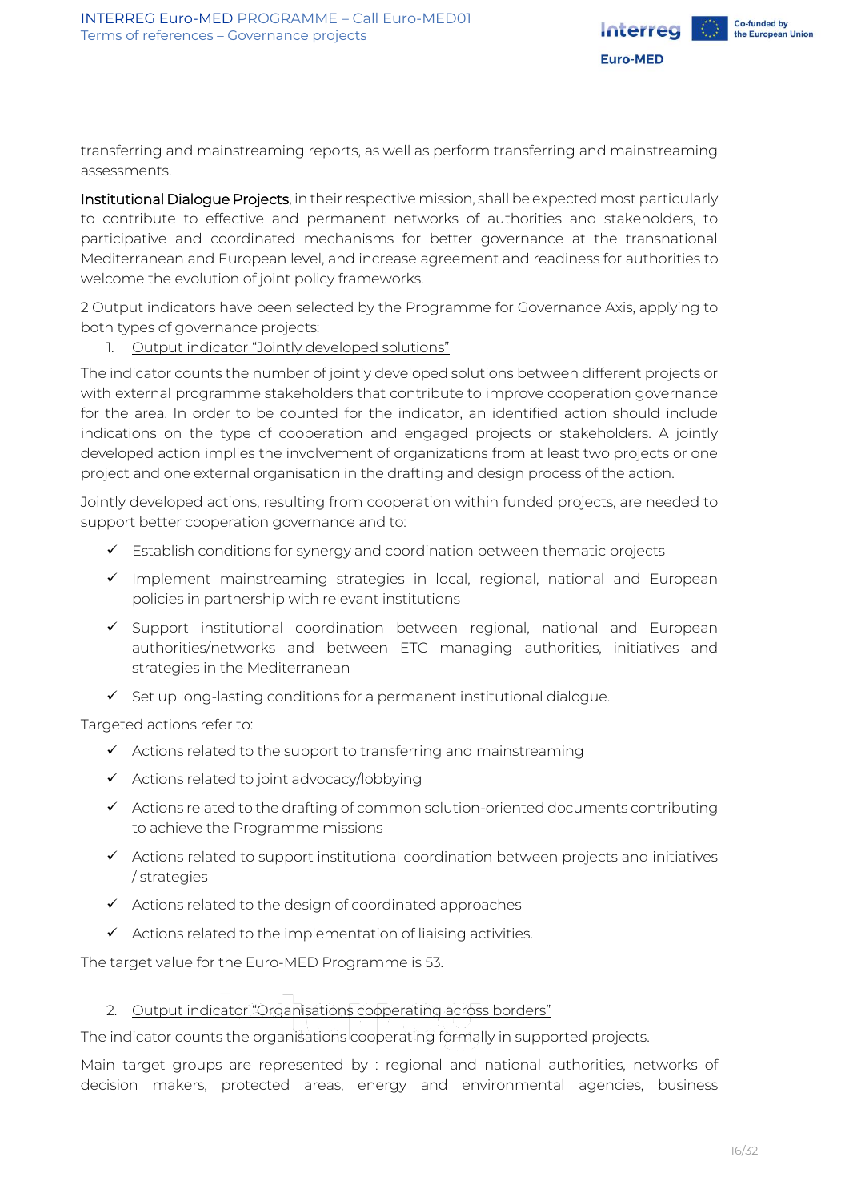transferring and mainstreaming reports, as well as perform transferring and mainstreaming assessments.

Institutional Dialogue Projects, in their respective mission, shall be expected most particularly to contribute to effective and permanent networks of authorities and stakeholders, to participative and coordinated mechanisms for better governance at the transnational Mediterranean and European level, and increase agreement and readiness for authorities to welcome the evolution of joint policy frameworks.

2 Output indicators have been selected by the Programme for Governance Axis, applying to both types of governance projects:

1. Output indicator "Jointly developed solutions"

The indicator counts the number of jointly developed solutions between different projects or with external programme stakeholders that contribute to improve cooperation governance for the area. In order to be counted for the indicator, an identified action should include indications on the type of cooperation and engaged projects or stakeholders. A jointly developed action implies the involvement of organizations from at least two projects or one project and one external organisation in the drafting and design process of the action.

Jointly developed actions, resulting from cooperation within funded projects, are needed to support better cooperation governance and to:

- ✓ Establish conditions for synergy and coordination between thematic projects
- ✓ Implement mainstreaming strategies in local, regional, national and European policies in partnership with relevant institutions
- ✓ Support institutional coordination between regional, national and European authorities/networks and between ETC managing authorities, initiatives and strategies in the Mediterranean
- ✓ Set up long-lasting conditions for a permanent institutional dialogue.

Targeted actions refer to:

- ✓ Actions related to the support to transferring and mainstreaming
- ✓ Actions related to joint advocacy/lobbying
- ✓ Actions related to the drafting of common solution-oriented documents contributing to achieve the Programme missions
- ✓ Actions related to support institutional coordination between projects and initiatives / strategies
- ✓ Actions related to the design of coordinated approaches
- ✓ Actions related to the implementation of liaising activities.

The target value for the Euro-MED Programme is 53.

2. Output indicator "Organisations cooperating across borders"

The indicator counts the organisations cooperating formally in supported projects.

Main target groups are represented by : regional and national authorities, networks of decision makers, protected areas, energy and environmental agencies, business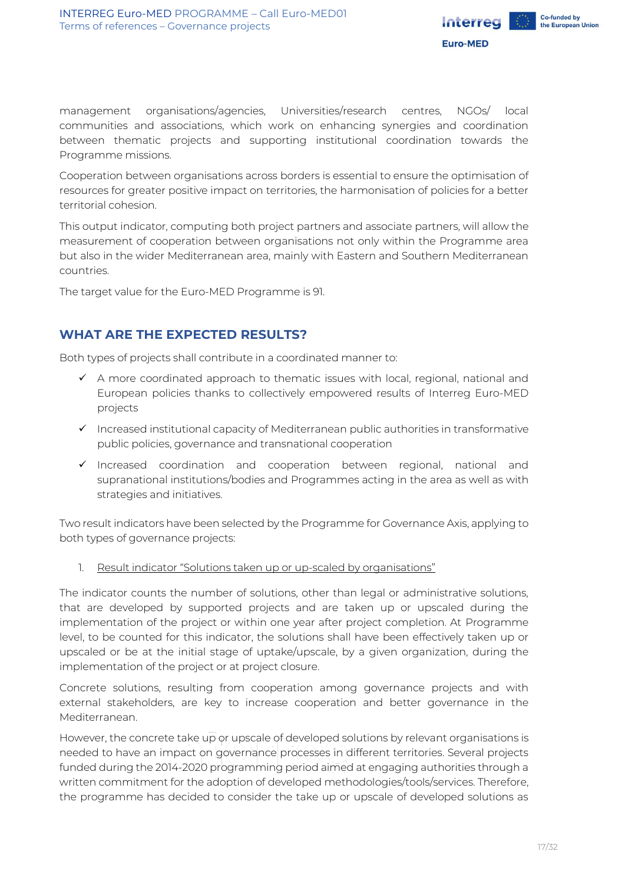management organisations/agencies, Universities/research centres, NGOs/ local communities and associations, which work on enhancing synergies and coordination between thematic projects and supporting institutional coordination towards the Programme missions.

Cooperation between organisations across borders is essential to ensure the optimisation of resources for greater positive impact on territories, the harmonisation of policies for a better territorial cohesion.

This output indicator, computing both project partners and associate partners, will allow the measurement of cooperation between organisations not only within the Programme area but also in the wider Mediterranean area, mainly with Eastern and Southern Mediterranean countries.

The target value for the Euro-MED Programme is 91.

## WHAT ARE THE EXPECTED RESULTS?

Both types of projects shall contribute in a coordinated manner to:

- ✓ A more coordinated approach to thematic issues with local, regional, national and European policies thanks to collectively empowered results of Interreg Euro-MED projects
- ✓ Increased institutional capacity of Mediterranean public authorities in transformative public policies, governance and transnational cooperation
- ✓ Increased coordination and cooperation between regional, national and supranational institutions/bodies and Programmes acting in the area as well as with strategies and initiatives.

Two result indicators have been selected by the Programme for Governance Axis, applying to both types of governance projects:

1. Result indicator "Solutions taken up or up-scaled by organisations"

The indicator counts the number of solutions, other than legal or administrative solutions, that are developed by supported projects and are taken up or upscaled during the implementation of the project or within one year after project completion. At Programme level, to be counted for this indicator, the solutions shall have been effectively taken up or upscaled or be at the initial stage of uptake/upscale, by a given organization, during the implementation of the project or at project closure.

Concrete solutions, resulting from cooperation among governance projects and with external stakeholders, are key to increase cooperation and better governance in the Mediterranean.

However, the concrete take up or upscale of developed solutions by relevant organisations is needed to have an impact on governance processes in different territories. Several projects funded during the 2014-2020 programming period aimed at engaging authorities through a written commitment for the adoption of developed methodologies/tools/services. Therefore, the programme has decided to consider the take up or upscale of developed solutions as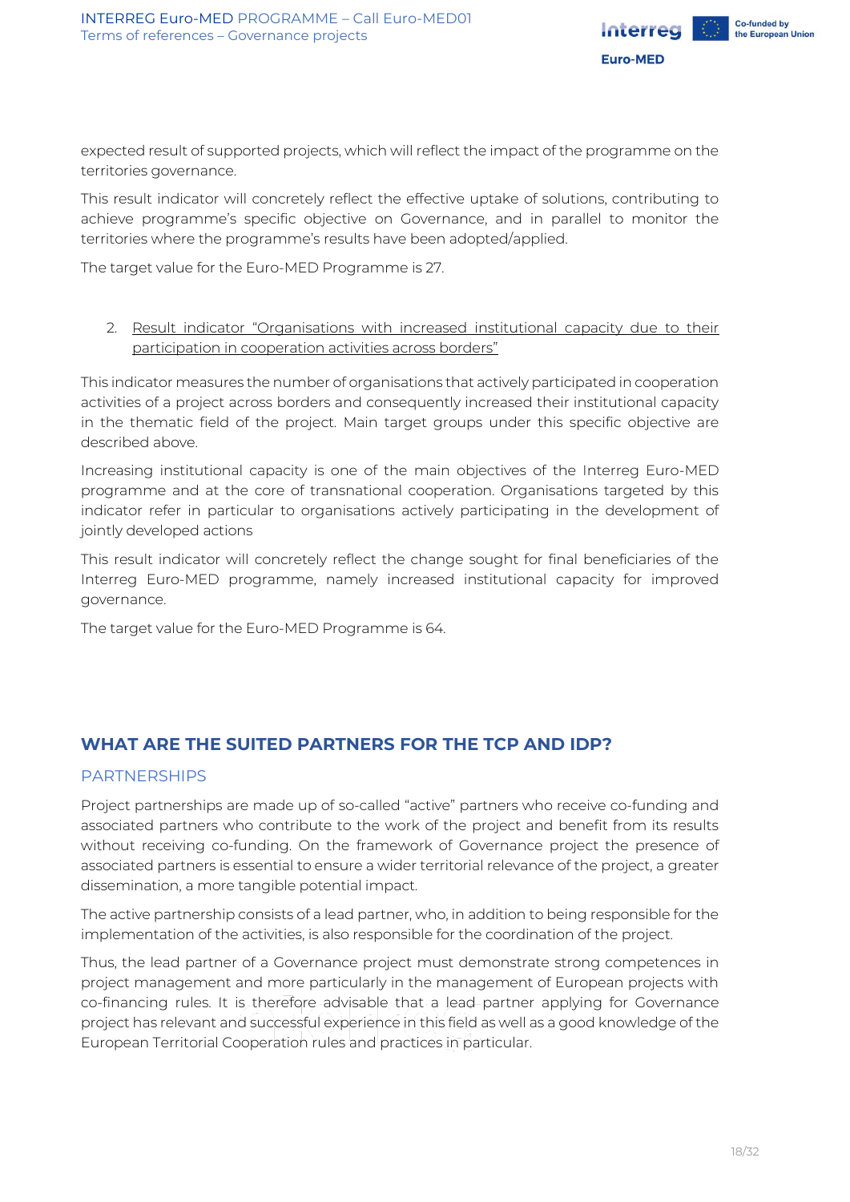expected result of supported projects, which will reflect the impact of the programme on the territories governance.

This result indicator will concretely reflect the effective uptake of solutions, contributing to achieve programme's specific objective on Governance, and in parallel to monitor the territories where the programme's results have been adopted/applied.

The target value for the Euro-MED Programme is 27.

2. <u>Result indicator "Organisations with increased institutional capacity due to their participation in cooperation activities across borders"</u>

This indicator measures the number of organisations that actively participated in cooperation activities of a project across borders and consequently increased their institutional capacity in the thematic field of the project. Main target groups under this specific objective are described above.

Increasing institutional capacity is one of the main objectives of the Interreg Euro-MED programme and at the core of transnational cooperation. Organisations targeted by this indicator refer in particular to organisations actively participating in the development of jointly developed actions

This result indicator will concretely reflect the change sought for final beneficiaries of the Interreg Euro-MED programme, namely increased institutional capacity for improved governance.

The target value for the Euro-MED Programme is 64.

## WHAT ARE THE SUITED PARTNERS FOR THE TCP AND IDP?

### PARTNERSHIPS

Project partnerships are made up of so-called "active" partners who receive co-funding and associated partners who contribute to the work of the project and benefit from its results without receiving co-funding. On the framework of Governance project the presence of associated partners is essential to ensure a wider territorial relevance of the project, a greater dissemination, a more tangible potential impact.

The active partnership consists of a lead partner, who, in addition to being responsible for the implementation of the activities, is also responsible for the coordination of the project.

Thus, the lead partner of a Governance project must demonstrate strong competences in project management and more particularly in the management of European projects with co-financing rules. It is therefore advisable that a lead partner applying for Governance project has relevant and successful experience in this field as well as a good knowledge of the European Territorial Cooperation rules and practices in particular.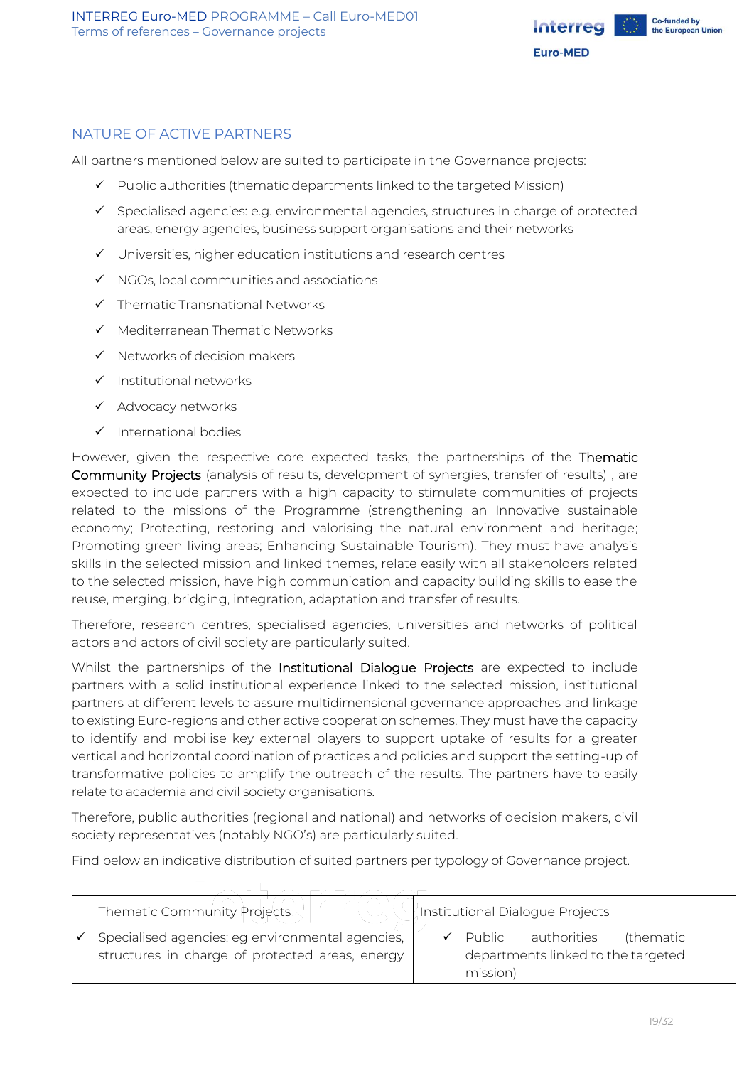## NATURE OF ACTIVE PARTNERS

All partners mentioned below are suited to participate in the Governance projects:

- ✓ Public authorities (thematic departments linked to the targeted Mission)
- ✓ Specialised agencies: e.g. environmental agencies, structures in charge of protected areas, energy agencies, business support organisations and their networks
- ✓ Universities, higher education institutions and research centres
- ✓ NGOs, local communities and associations
- ✓ Thematic Transnational Networks
- ✓ Mediterranean Thematic Networks
- ✓ Networks of decision makers
- ✓ Institutional networks
- ✓ Advocacy networks
- ✓ International bodies

However, given the respective core expected tasks, the partnerships of the Thematic Community Projects (analysis of results, development of synergies, transfer of results) , are expected to include partners with a high capacity to stimulate communities of projects related to the missions of the Programme (strengthening an Innovative sustainable economy; Protecting, restoring and valorising the natural environment and heritage; Promoting green living areas; Enhancing Sustainable Tourism). They must have analysis skills in the selected mission and linked themes, relate easily with all stakeholders related to the selected mission, have high communication and capacity building skills to ease the reuse, merging, bridging, integration, adaptation and transfer of results.

Therefore, research centres, specialised agencies, universities and networks of political actors and actors of civil society are particularly suited.

Whilst the partnerships of the Institutional Dialogue Projects are expected to include partners with a solid institutional experience linked to the selected mission, institutional partners at different levels to assure multidimensional governance approaches and linkage to existing Euro-regions and other active cooperation schemes. They must have the capacity to identify and mobilise key external players to support uptake of results for a greater vertical and horizontal coordination of practices and policies and support the setting-up of transformative policies to amplify the outreach of the results. The partners have to easily relate to academia and civil society organisations.

Therefore, public authorities (regional and national) and networks of decision makers, civil society representatives (notably NGO's) are particularly suited.

Find below an indicative distribution of suited partners per typology of Governance project.

| Thematic Community Projects | Institutional Dialogue Projects |
|---|---|
| ✓ Specialised agencies: eg environmental agencies, structures in charge of protected areas, energy | ✓ Public authorities (thematic departments linked to the targeted mission) |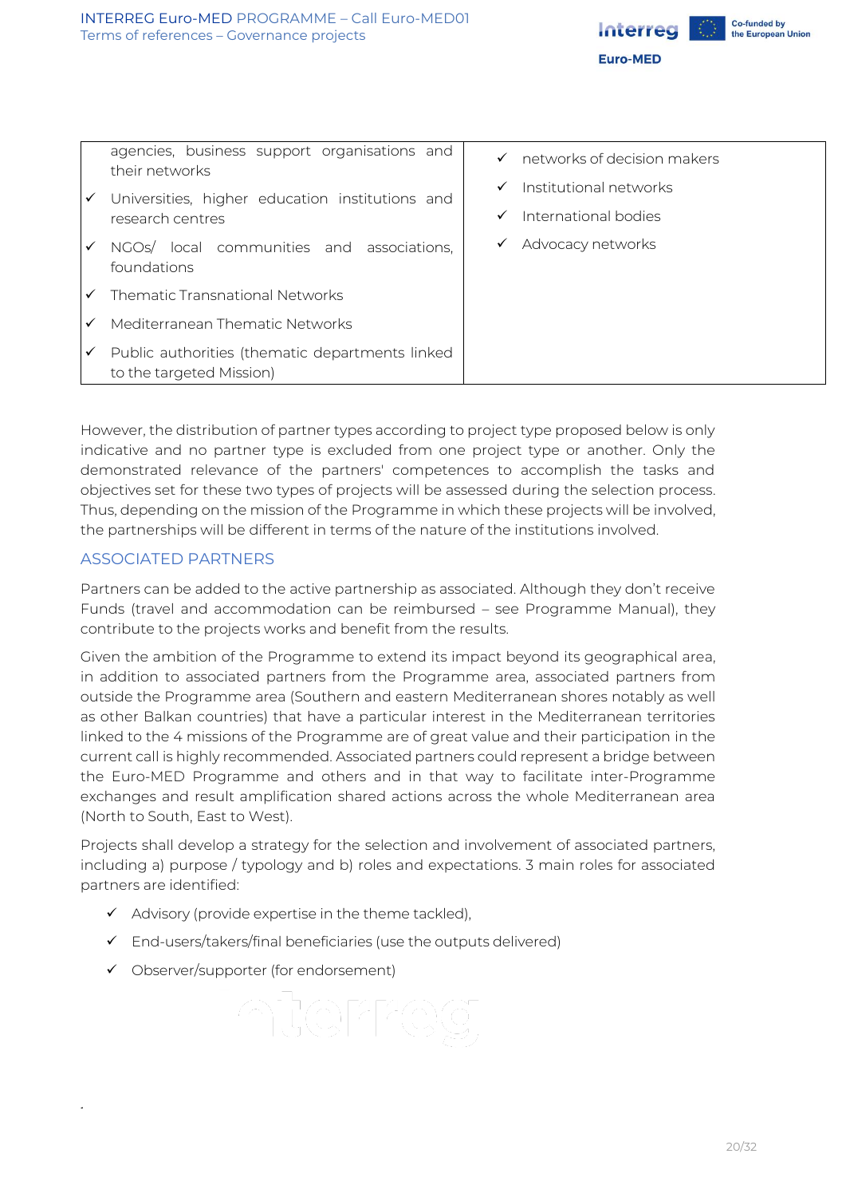| | |
|---|---|
| agencies, business support organisations and their networks<br>✓ Universities, higher education institutions and research centres<br>✓ NGOs/ local communities and associations, foundations<br>✓ Thematic Transnational Networks<br>✓ Mediterranean Thematic Networks<br>✓ Public authorities (thematic departments linked to the targeted Mission) | ✓ networks of decision makers<br>✓ Institutional networks<br>✓ International bodies<br>✓ Advocacy networks |

However, the distribution of partner types according to project type proposed below is only indicative and no partner type is excluded from one project type or another. Only the demonstrated relevance of the partners' competences to accomplish the tasks and objectives set for these two types of projects will be assessed during the selection process. Thus, depending on the mission of the Programme in which these projects will be involved, the partnerships will be different in terms of the nature of the institutions involved.

## ASSOCIATED PARTNERS

Partners can be added to the active partnership as associated. Although they don't receive Funds (travel and accommodation can be reimbursed – see Programme Manual), they contribute to the projects works and benefit from the results.

Given the ambition of the Programme to extend its impact beyond its geographical area, in addition to associated partners from the Programme area, associated partners from outside the Programme area (Southern and eastern Mediterranean shores notably as well as other Balkan countries) that have a particular interest in the Mediterranean territories linked to the 4 missions of the Programme are of great value and their participation in the current call is highly recommended. Associated partners could represent a bridge between the Euro-MED Programme and others and in that way to facilitate inter-Programme exchanges and result amplification shared actions across the whole Mediterranean area (North to South, East to West).

Projects shall develop a strategy for the selection and involvement of associated partners, including a) purpose / typology and b) roles and expectations. 3 main roles for associated partners are identified:

- ✓ Advisory (provide expertise in the theme tackled),
- ✓ End-users/takers/final beneficiaries (use the outputs delivered)
- ✓ Observer/supporter (for endorsement)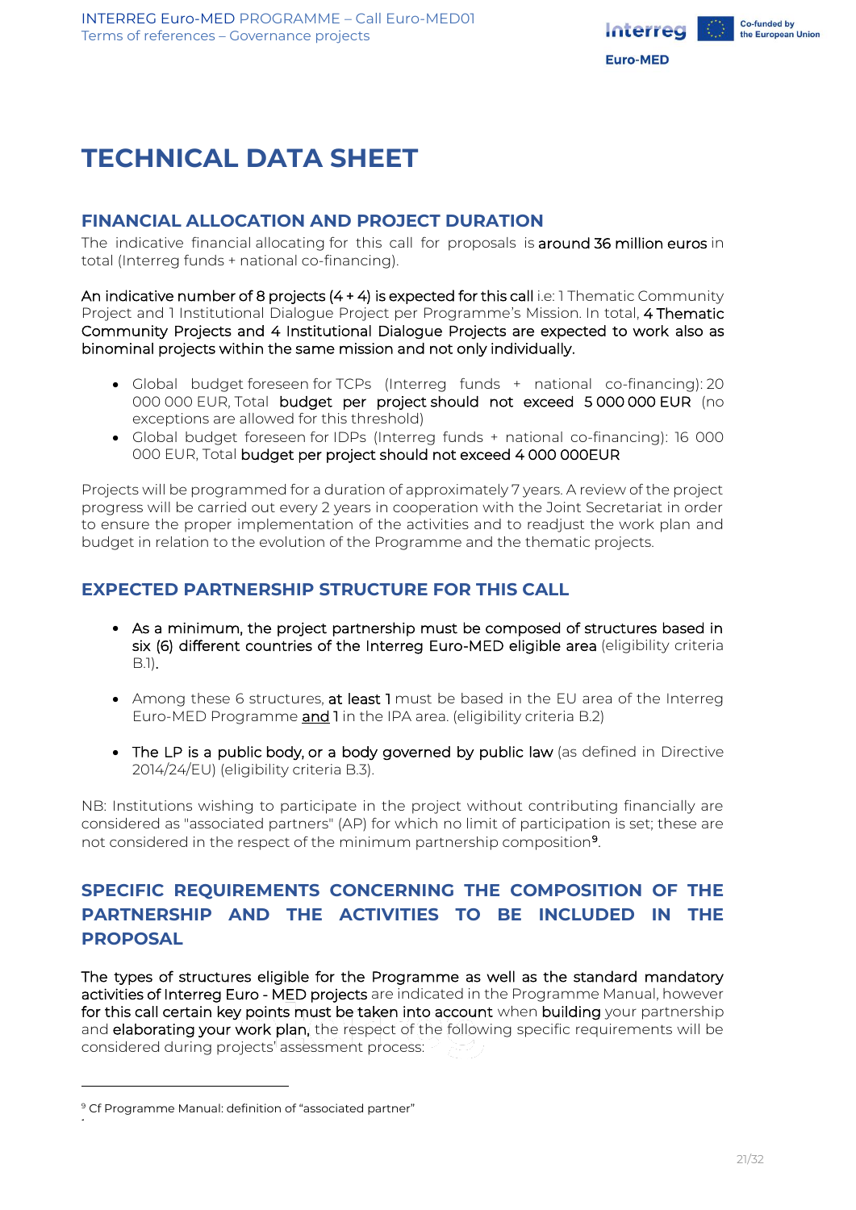# TECHNICAL DATA SHEET

## FINANCIAL ALLOCATION AND PROJECT DURATION

The indicative financial allocating for this call for proposals is **around 36 million euros** in total (Interreg funds + national co-financing).

**An indicative number of 8 projects (4 + 4) is expected for this call** i.e: 1 Thematic Community Project and 1 Institutional Dialogue Project per Programme's Mission. In total, **4 Thematic Community Projects and 4 Institutional Dialogue Projects are expected to work also as binominal projects within the same mission and not only individually.**

- Global budget foreseen for TCPs (Interreg funds + national co-financing): 20 000 000 EUR, Total **budget per project should not exceed 5 000 000 EUR** (no exceptions are allowed for this threshold)
- Global budget foreseen for IDPs (Interreg funds + national co-financing): 16 000 000 EUR, Total **budget per project should not exceed 4 000 000EUR**

Projects will be programmed for a duration of approximately 7 years. A review of the project progress will be carried out every 2 years in cooperation with the Joint Secretariat in order to ensure the proper implementation of the activities and to readjust the work plan and budget in relation to the evolution of the Programme and the thematic projects.

## EXPECTED PARTNERSHIP STRUCTURE FOR THIS CALL

- **As a minimum, the project partnership must be composed of structures based in six (6) different countries of the Interreg Euro-MED eligible area** (eligibility criteria B.1).
- Among these 6 structures, **at least 1** must be based in the EU area of the Interreg Euro-MED Programme **and** 1 in the IPA area. (eligibility criteria B.2)
- **The LP is a public body, or a body governed by public law** (as defined in Directive 2014/24/EU) (eligibility criteria B.3).

NB: Institutions wishing to participate in the project without contributing financially are considered as "associated partners" (AP) for which no limit of participation is set; these are not considered in the respect of the minimum partnership composition[9].

## SPECIFIC REQUIREMENTS CONCERNING THE COMPOSITION OF THE PARTNERSHIP AND THE ACTIVITIES TO BE INCLUDED IN THE PROPOSAL

**The types of structures eligible for the Programme as well as the standard mandatory activities of Interreg Euro - MED projects** are indicated in the Programme Manual, however **for this call certain key points must be taken into account** when **building** your partnership and **elaborating your work plan,** the respect of the following specific requirements will be considered during projects' assessment process:

[9] Cf Programme Manual: definition of "associated partner"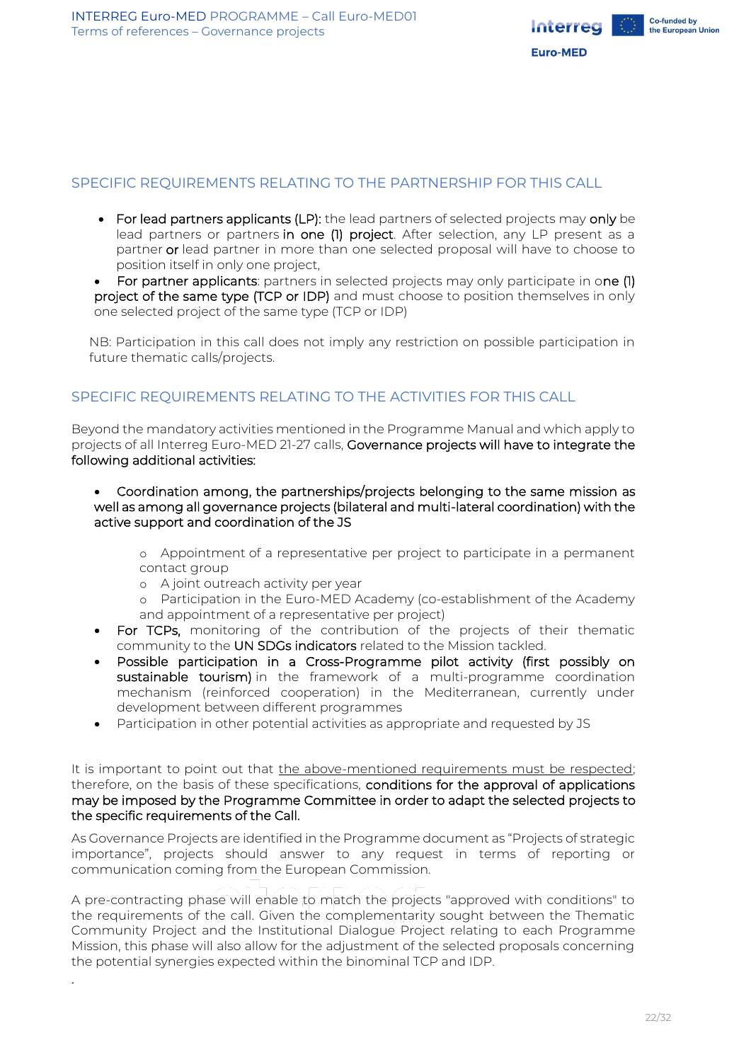## SPECIFIC REQUIREMENTS RELATING TO THE PARTNERSHIP FOR THIS CALL

- **For lead partners applicants (LP):** the lead partners of selected projects may **only** be lead partners or partners **in one (1) project**. After selection, any LP present as a partner **or** lead partner in more than one selected proposal will have to choose to position itself in only one project,
- **For partner applicants**: partners in selected projects may only participate in **one (1) project of the same type (TCP or IDP)** and must choose to position themselves in only one selected project of the same type (TCP or IDP)

NB: Participation in this call does not imply any restriction on possible participation in future thematic calls/projects.

## SPECIFIC REQUIREMENTS RELATING TO THE ACTIVITIES FOR THIS CALL

Beyond the mandatory activities mentioned in the Programme Manual and which apply to projects of all Interreg Euro-MED 21-27 calls, **Governance projects will have to integrate the following additional activities:**

- **Coordination among, the partnerships/projects belonging to the same mission as well as among all governance projects (bilateral and multi-lateral coordination) with the active support and coordination of the JS**
  - Appointment of a representative per project to participate in a permanent contact group
  - A joint outreach activity per year
  - Participation in the Euro-MED Academy (co-establishment of the Academy and appointment of a representative per project)
- **For TCPs,** monitoring of the contribution of the projects of their thematic community to the **UN SDGs indicators** related to the Mission tackled.
- **Possible participation in a Cross-Programme pilot activity (first possibly on sustainable tourism)** in the framework of a multi-programme coordination mechanism (reinforced cooperation) in the Mediterranean, currently under development between different programmes
- Participation in other potential activities as appropriate and requested by JS

It is important to point out that <u>the above-mentioned requirements must be respected</u>; therefore, on the basis of these specifications, **conditions for the approval of applications may be imposed by the Programme Committee in order to adapt the selected projects to the specific requirements of the Call.**

As Governance Projects are identified in the Programme document as "Projects of strategic importance", projects should answer to any request in terms of reporting or communication coming from the European Commission.

A pre-contracting phase will enable to match the projects "approved with conditions" to the requirements of the call. Given the complementarity sought between the Thematic Community Project and the Institutional Dialogue Project relating to each Programme Mission, this phase will also allow for the adjustment of the selected proposals concerning the potential synergies expected within the binominal TCP and IDP.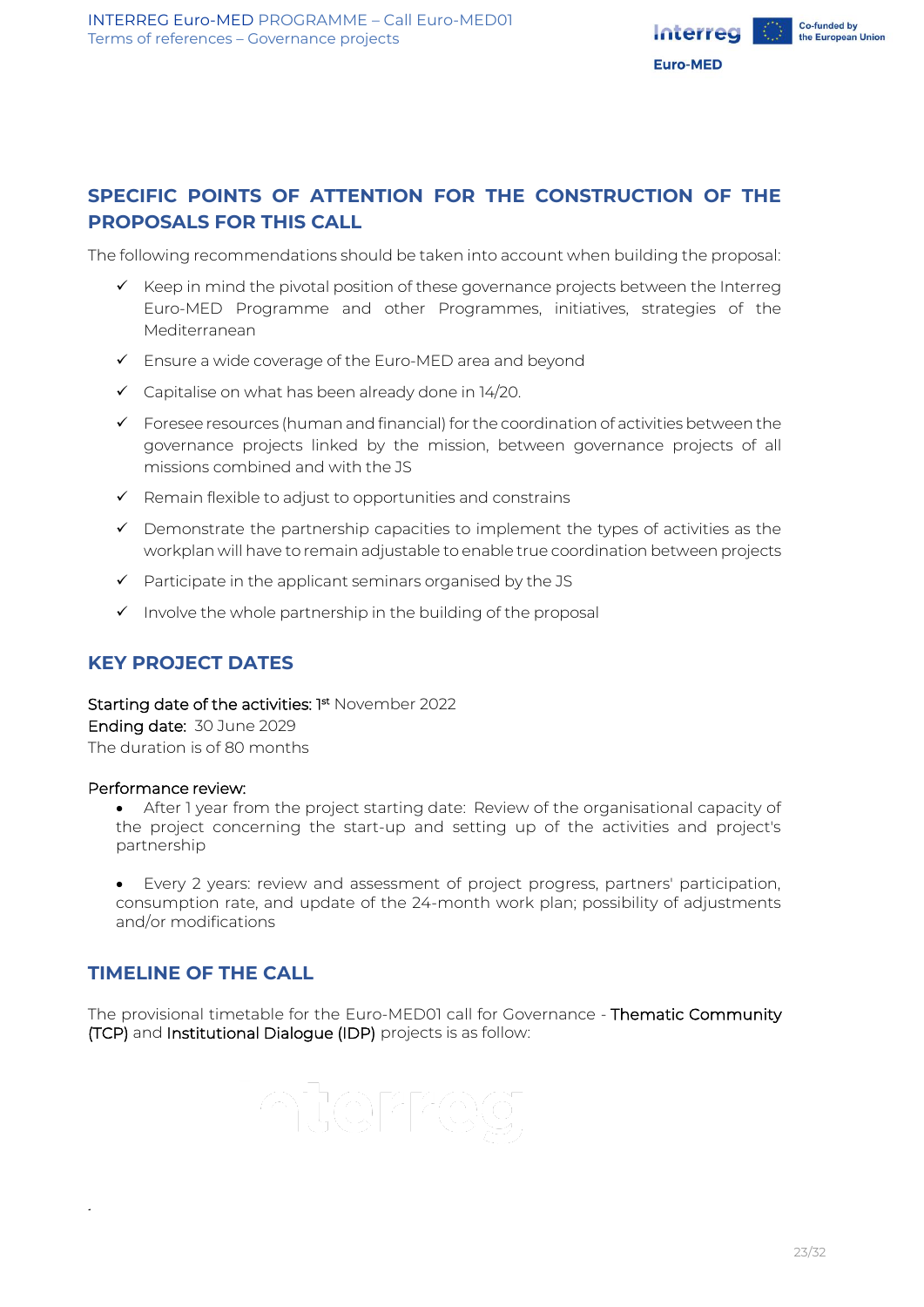## SPECIFIC POINTS OF ATTENTION FOR THE CONSTRUCTION OF THE PROPOSALS FOR THIS CALL

The following recommendations should be taken into account when building the proposal:

- ✓ Keep in mind the pivotal position of these governance projects between the Interreg Euro-MED Programme and other Programmes, initiatives, strategies of the Mediterranean
- ✓ Ensure a wide coverage of the Euro-MED area and beyond
- ✓ Capitalise on what has been already done in 14/20.
- ✓ Foresee resources (human and financial) for the coordination of activities between the governance projects linked by the mission, between governance projects of all missions combined and with the JS
- ✓ Remain flexible to adjust to opportunities and constrains
- ✓ Demonstrate the partnership capacities to implement the types of activities as the workplan will have to remain adjustable to enable true coordination between projects
- ✓ Participate in the applicant seminars organised by the JS
- ✓ Involve the whole partnership in the building of the proposal

## KEY PROJECT DATES

Starting date of the activities: 1st November 2022
Ending date: 30 June 2029
The duration is of 80 months

Performance review:

- After 1 year from the project starting date: Review of the organisational capacity of the project concerning the start-up and setting up of the activities and project's partnership
- Every 2 years: review and assessment of project progress, partners' participation, consumption rate, and update of the 24-month work plan; possibility of adjustments and/or modifications

## TIMELINE OF THE CALL

The provisional timetable for the Euro-MED01 call for Governance - Thematic Community (TCP) and Institutional Dialogue (IDP) projects is as follow: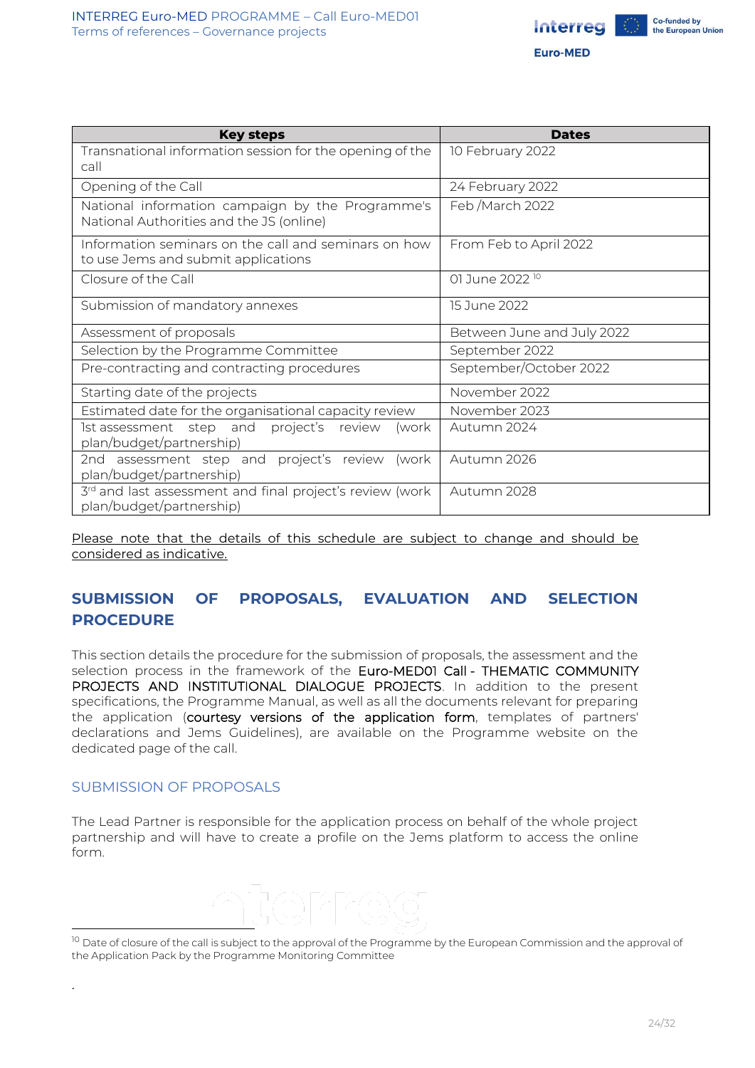| Key steps | Dates |
| --- | --- |
| Transnational information session for the opening of the call | 10 February 2022 |
| Opening of the Call | 24 February 2022 |
| National information campaign by the Programme's National Authorities and the JS (online) | Feb /March 2022 |
| Information seminars on the call and seminars on how to use Jems and submit applications | From Feb to April 2022 |
| Closure of the Call | 01 June 2022 [10] |
| Submission of mandatory annexes | 15 June 2022 |
| Assessment of proposals | Between June and July 2022 |
| Selection by the Programme Committee | September 2022 |
| Pre-contracting and contracting procedures | September/October 2022 |
| Starting date of the projects | November 2022 |
| Estimated date for the organisational capacity review | November 2023 |
| 1st assessment step and project's review (work plan/budget/partnership) | Autumn 2024 |
| 2nd assessment step and project's review (work plan/budget/partnership) | Autumn 2026 |
| 3rd and last assessment and final project's review (work plan/budget/partnership) | Autumn 2028 |

Please note that the details of this schedule are subject to change and should be considered as indicative.

## SUBMISSION OF PROPOSALS, EVALUATION AND SELECTION PROCEDURE

This section details the procedure for the submission of proposals, the assessment and the selection process in the framework of the Euro-MED01 Call - THEMATIC COMMUNITY PROJECTS AND INSTITUTIONAL DIALOGUE PROJECTS. In addition to the present specifications, the Programme Manual, as well as all the documents relevant for preparing the application (courtesy versions of the application form, templates of partners' declarations and Jems Guidelines), are available on the Programme website on the dedicated page of the call.

### SUBMISSION OF PROPOSALS

The Lead Partner is responsible for the application process on behalf of the whole project partnership and will have to create a profile on the Jems platform to access the online form.

[10] Date of closure of the call is subject to the approval of the Programme by the European Commission and the approval of the Application Pack by the Programme Monitoring Committee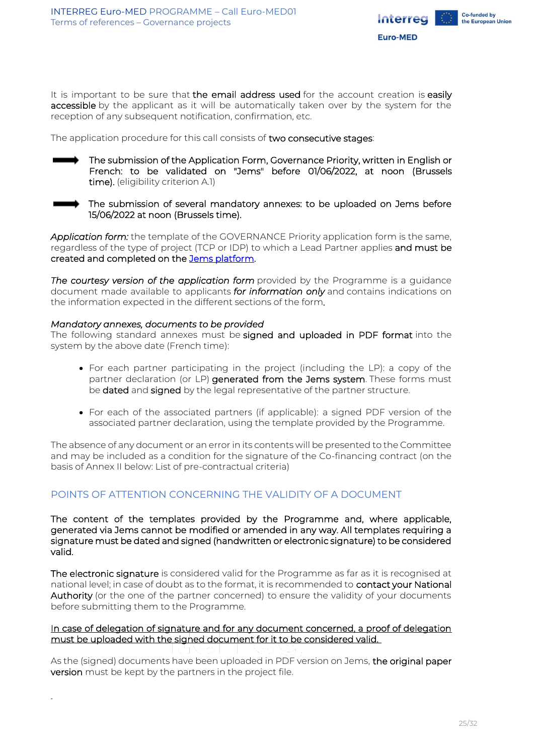It is important to be sure that **the email address used** for the account creation is **easily accessible** by the applicant as it will be automatically taken over by the system for the reception of any subsequent notification, confirmation, etc.

The application procedure for this call consists of **two consecutive stages**:

- **The submission of the Application Form, Governance Priority, written in English or French: to be validated on "Jems" before 01/06/2022, at noon (Brussels time).** (eligibility criterion A.1)

- **The submission of several mandatory annexes: to be uploaded on Jems before 15/06/2022 at noon (Brussels time).**

*Application form:* the template of the GOVERNANCE Priority application form is the same, regardless of the type of project (TCP or IDP) to which a Lead Partner applies **and must be created and completed on the** [Jems platform](Jems platform).

*The courtesy version of the application form* provided by the Programme is a guidance document made available to applicants ***for information only*** and contains indications on the information expected in the different sections of the form.

*Mandatory annexes, documents to be provided*
The following standard annexes must be **signed and uploaded in PDF format** into the system by the above date (French time):

- For each partner participating in the project (including the LP): a copy of the partner declaration (or LP) **generated from the Jems system**. These forms must be **dated** and **signed** by the legal representative of the partner structure.

- For each of the associated partners (if applicable): a signed PDF version of the associated partner declaration, using the template provided by the Programme.

The absence of any document or an error in its contents will be presented to the Committee and may be included as a condition for the signature of the Co-financing contract (on the basis of Annex II below: List of pre-contractual criteria)

## POINTS OF ATTENTION CONCERNING THE VALIDITY OF A DOCUMENT

**The content of the templates provided by the Programme and, where applicable, generated via Jems cannot be modified or amended in any way. All templates requiring a signature must be dated and signed (handwritten or electronic signature) to be considered valid.**

**The electronic signature** is considered valid for the Programme as far as it is recognised at national level; in case of doubt as to the format, it is recommended to **contact your National Authority** (or the one of the partner concerned) to ensure the validity of your documents before submitting them to the Programme.

<u>In case of delegation of signature and for any document concerned, a proof of delegation must be uploaded with the signed document for it to be considered valid.</u>

As the (signed) documents have been uploaded in PDF version on Jems, **the original paper version** must be kept by the partners in the project file.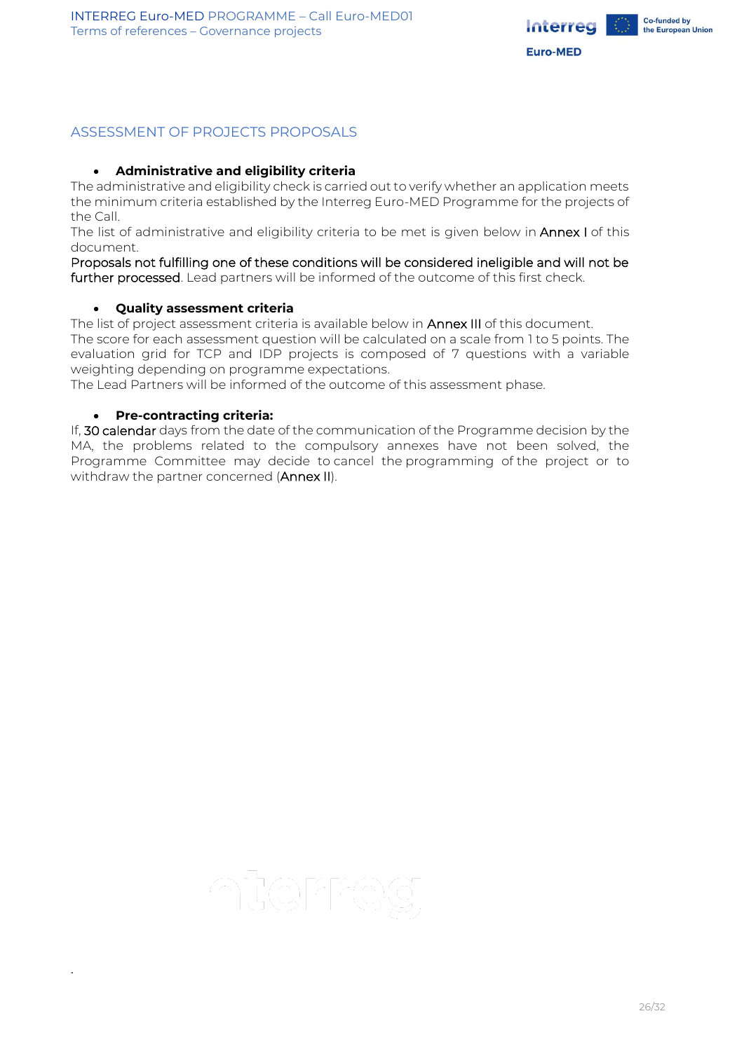## ASSESSMENT OF PROJECTS PROPOSALS

- **Administrative and eligibility criteria**

The administrative and eligibility check is carried out to verify whether an application meets the minimum criteria established by the Interreg Euro-MED Programme for the projects of the Call.

The list of administrative and eligibility criteria to be met is given below in Annex I of this document.

Proposals not fulfilling one of these conditions will be considered ineligible and will not be further processed. Lead partners will be informed of the outcome of this first check.

- **Quality assessment criteria**

The list of project assessment criteria is available below in Annex III of this document.

The score for each assessment question will be calculated on a scale from 1 to 5 points. The evaluation grid for TCP and IDP projects is composed of 7 questions with a variable weighting depending on programme expectations.

The Lead Partners will be informed of the outcome of this assessment phase.

- **Pre-contracting criteria:**

If, 30 calendar days from the date of the communication of the Programme decision by the MA, the problems related to the compulsory annexes have not been solved, the Programme Committee may decide to cancel the programming of the project or to withdraw the partner concerned (Annex II).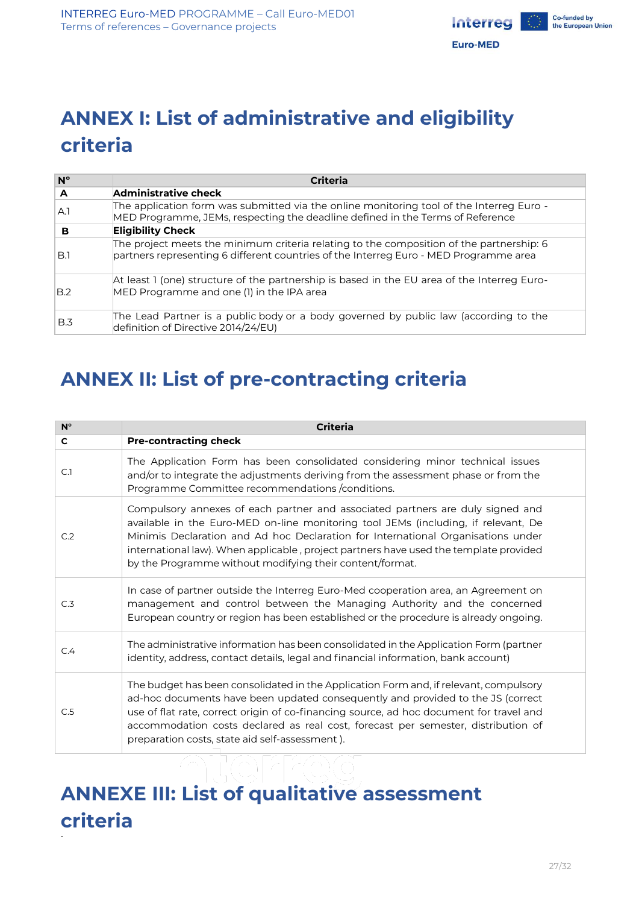# ANNEX I: List of administrative and eligibility criteria

| N° | Criteria |
|---|---|
| **A** | **Administrative check** |
| A.1 | The application form was submitted via the online monitoring tool of the Interreg Euro - MED Programme, JEMs, respecting the deadline defined in the Terms of Reference |
| **B** | **Eligibility Check** |
| B.1 | The project meets the minimum criteria relating to the composition of the partnership: 6 partners representing 6 different countries of the Interreg Euro - MED Programme area |
| B.2 | At least 1 (one) structure of the partnership is based in the EU area of the Interreg Euro-MED Programme and one (1) in the IPA area |
| B.3 | The Lead Partner is a public body or a body governed by public law (according to the definition of Directive 2014/24/EU) |

# ANNEX II: List of pre-contracting criteria

| N° | Criteria |
|---|---|
| **C** | **Pre-contracting check** |
| C.1 | The Application Form has been consolidated considering minor technical issues and/or to integrate the adjustments deriving from the assessment phase or from the Programme Committee recommendations /conditions. |
| C.2 | Compulsory annexes of each partner and associated partners are duly signed and available in the Euro-MED on-line monitoring tool JEMs (including, if relevant, De Minimis Declaration and Ad hoc Declaration for International Organisations under international law). When applicable , project partners have used the template provided by the Programme without modifying their content/format. |
| C.3 | In case of partner outside the Interreg Euro-Med cooperation area, an Agreement on management and control between the Managing Authority and the concerned European country or region has been established or the procedure is already ongoing. |
| C.4 | The administrative information has been consolidated in the Application Form (partner identity, address, contact details, legal and financial information, bank account) |
| C.5 | The budget has been consolidated in the Application Form and, if relevant, compulsory ad-hoc documents have been updated consequently and provided to the JS (correct use of flat rate, correct origin of co-financing source, ad hoc document for travel and accommodation costs declared as real cost, forecast per semester, distribution of preparation costs, state aid self-assessment ). |

# ANNEXE III: List of qualitative assessment criteria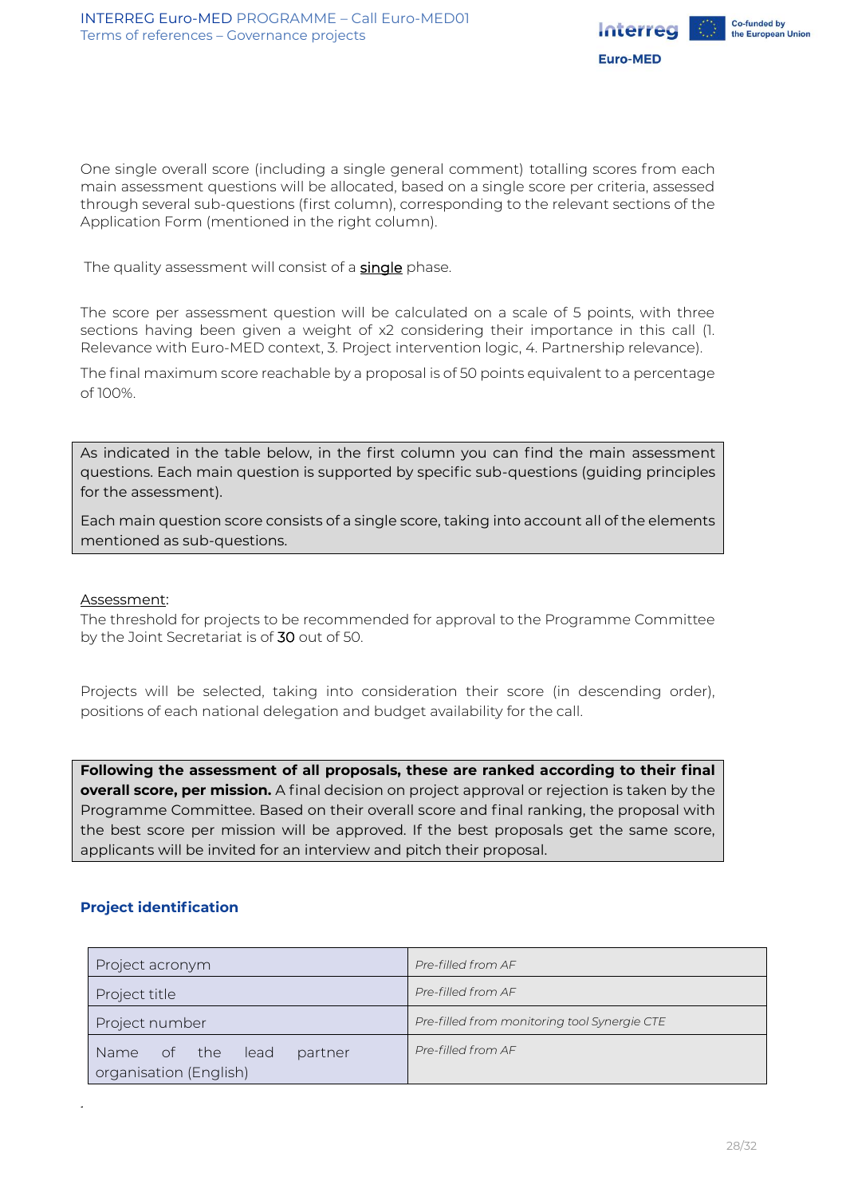One single overall score (including a single general comment) totalling scores from each main assessment questions will be allocated, based on a single score per criteria, assessed through several sub-questions (first column), corresponding to the relevant sections of the Application Form (mentioned in the right column).

The quality assessment will consist of a <u>single</u> phase.

The score per assessment question will be calculated on a scale of 5 points, with three sections having been given a weight of x2 considering their importance in this call (1. Relevance with Euro-MED context, 3. Project intervention logic, 4. Partnership relevance).

The final maximum score reachable by a proposal is of 50 points equivalent to a percentage of 100%.

As indicated in the table below, in the first column you can find the main assessment questions. Each main question is supported by specific sub-questions (guiding principles for the assessment).

Each main question score consists of a single score, taking into account all of the elements mentioned as sub-questions.

<u>Assessment</u>:
The threshold for projects to be recommended for approval to the Programme Committee by the Joint Secretariat is of 30 out of 50.

Projects will be selected, taking into consideration their score (in descending order), positions of each national delegation and budget availability for the call.

**Following the assessment of all proposals, these are ranked according to their final overall score, per mission.** A final decision on project approval or rejection is taken by the Programme Committee. Based on their overall score and final ranking, the proposal with the best score per mission will be approved. If the best proposals get the same score, applicants will be invited for an interview and pitch their proposal.

### Project identification

| Project acronym | *Pre-filled from AF* |
|---|---|
| Project title | *Pre-filled from AF* |
| Project number | *Pre-filled from monitoring tool Synergie CTE* |
| Name of the lead partner organisation (English) | *Pre-filled from AF* |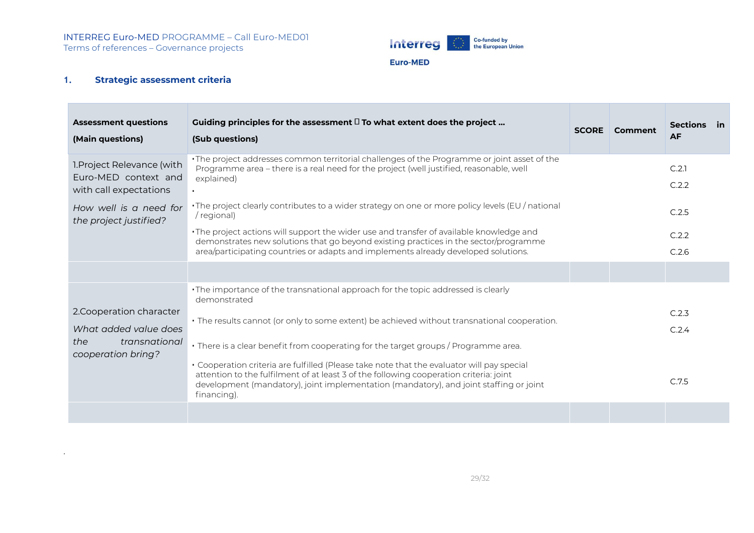## 1. Strategic assessment criteria

| Assessment questions (Main questions) | Guiding principles for the assessment  To what extent does the project … (Sub questions) | SCORE | Comment | Sections in AF |
|---|---|---|---|---|
| 1.Project Relevance (with Euro-MED context and with call expectations *How well is a need for the project justified?* | • The project addresses common territorial challenges of the Programme or joint asset of the Programme area – there is a real need for the project (well justified, reasonable, well explained) • | | | C.2.1 C.2.2 |
| | • The project clearly contributes to a wider strategy on one or more policy levels (EU / national / regional) | | | C.2.5 |
| | • The project actions will support the wider use and transfer of available knowledge and demonstrates new solutions that go beyond existing practices in the sector/programme area/participating countries or adapts and implements already developed solutions. | | | C.2.2 C.2.6 |
| | | | | |
| 2.Cooperation character *What added value does the transnational cooperation bring?* | • The importance of the transnational approach for the topic addressed is clearly demonstrated | | | C.2.3 C.2.4 |
| | • The results cannot (or only to some extent) be achieved without transnational cooperation. | | | |
| | • There is a clear benefit from cooperating for the target groups / Programme area. | | | |
| | • Cooperation criteria are fulfilled (Please take note that the evaluator will pay special attention to the fulfilment of at least 3 of the following cooperation criteria: joint development (mandatory), joint implementation (mandatory), and joint staffing or joint financing). | | | C.7.5 |
| | | | | |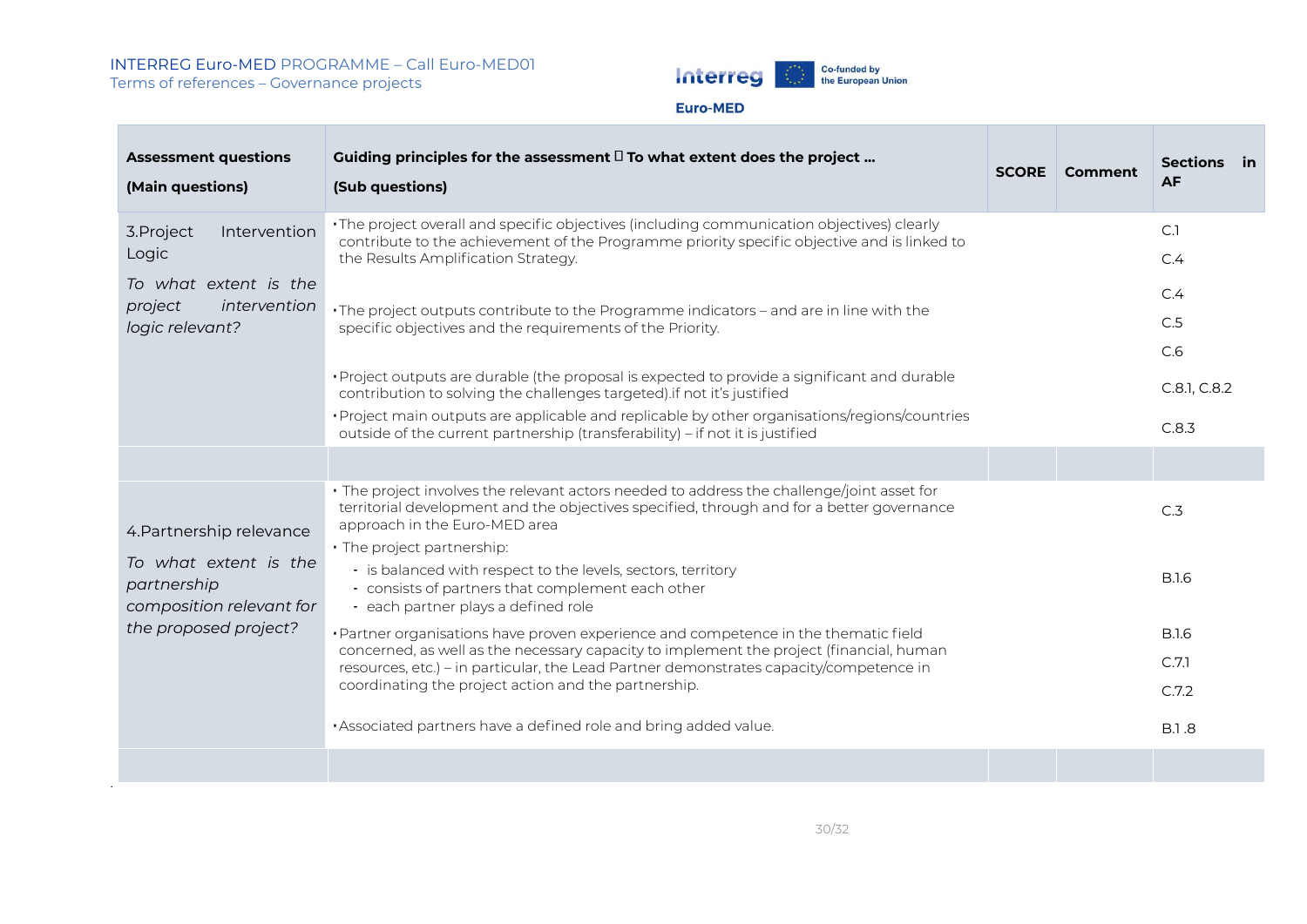| Assessment questions<br>(Main questions) | Guiding principles for the assessment  To what extent does the project …<br>(Sub questions) | SCORE | Comment | Sections in AF |
|---|---|---|---|---|
| 3.Project Intervention Logic<br>*To what extent is the project intervention logic relevant?* | • The project overall and specific objectives (including communication objectives) clearly contribute to the achievement of the Programme priority specific objective and is linked to the Results Amplification Strategy. | | | C.1<br>C.4 |
| | • The project outputs contribute to the Programme indicators – and are in line with the specific objectives and the requirements of the Priority. | | | C.4<br>C.5<br>C.6 |
| | • Project outputs are durable (the proposal is expected to provide a significant and durable contribution to solving the challenges targeted).if not it's justified | | | C.8.1, C.8.2 |
| | • Project main outputs are applicable and replicable by other organisations/regions/countries outside of the current partnership (transferability) – if not it is justified | | | C.8.3 |
| | | | | |
| 4.Partnership relevance<br>*To what extent is the partnership composition relevant for the proposed project?* | • The project involves the relevant actors needed to address the challenge/joint asset for territorial development and the objectives specified, through and for a better governance approach in the Euro-MED area | | | C.3 |
| | • The project partnership:<br>- is balanced with respect to the levels, sectors, territory<br>- consists of partners that complement each other<br>- each partner plays a defined role | | | B.1.6 |
| | • Partner organisations have proven experience and competence in the thematic field concerned, as well as the necessary capacity to implement the project (financial, human resources, etc.) – in particular, the Lead Partner demonstrates capacity/competence in coordinating the project action and the partnership. | | | B.1.6<br>C.7.1<br>C.7.2 |
| | • Associated partners have a defined role and bring added value. | | | B.1 .8 |
| | | | | |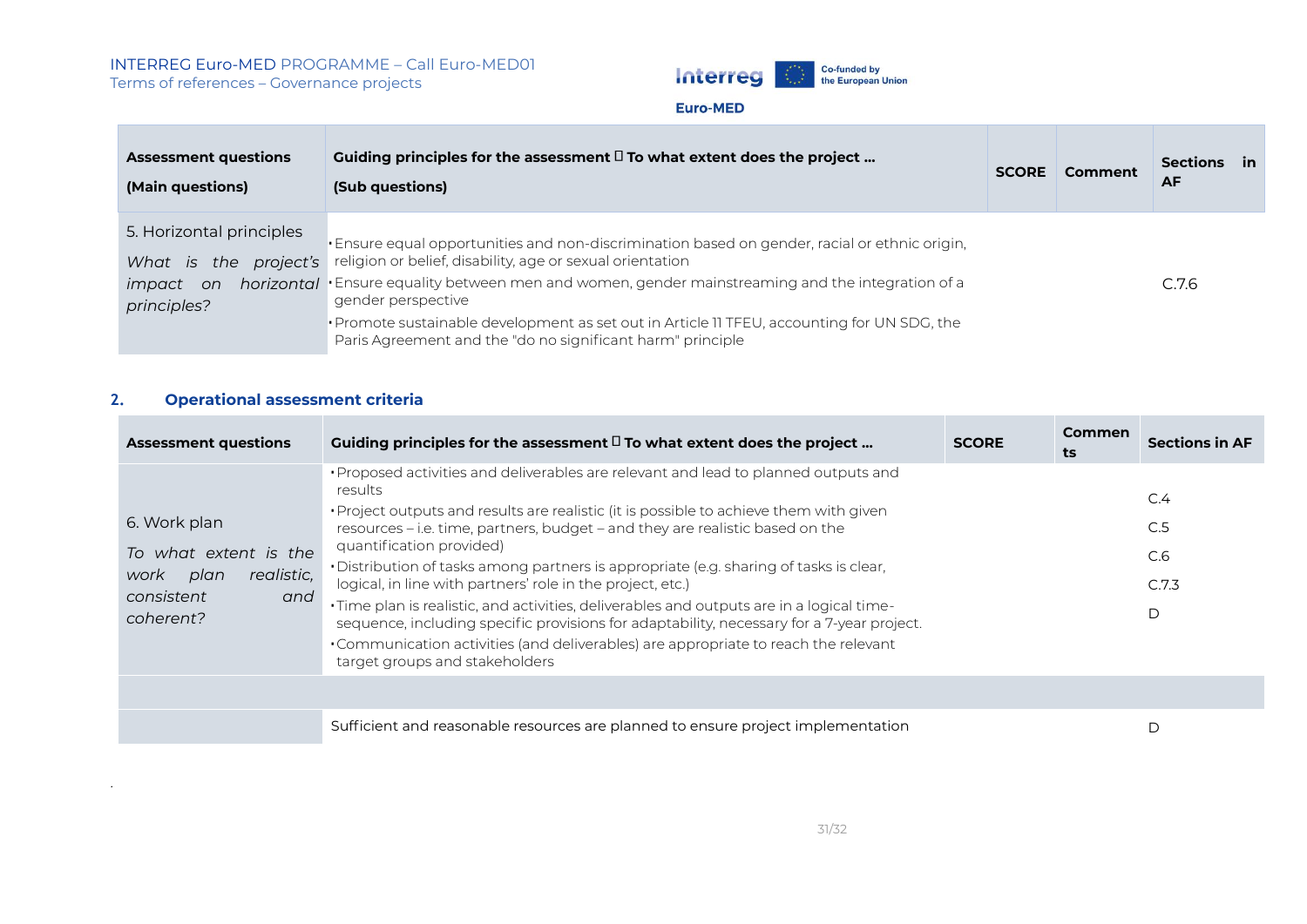| Assessment questions<br><br>(Main questions) | Guiding principles for the assessment  To what extent does the project …<br><br>(Sub questions) | SCORE | Comment | Sections in AF |
|---|---|---|---|---|
| 5. Horizontal principles<br><br>*What is the project's impact on horizontal principles?* | • Ensure equal opportunities and non-discrimination based on gender, racial or ethnic origin, religion or belief, disability, age or sexual orientation<br>• Ensure equality between men and women, gender mainstreaming and the integration of a gender perspective<br>• Promote sustainable development as set out in Article 11 TFEU, accounting for UN SDG, the Paris Agreement and the "do no significant harm" principle | | | C.7.6 |

## 2. Operational assessment criteria

| Assessment questions | Guiding principles for the assessment  To what extent does the project … | SCORE | Comments | Sections in AF |
|---|---|---|---|---|
| 6. Work plan<br><br>*To what extent is the work plan realistic, consistent and coherent?* | • Proposed activities and deliverables are relevant and lead to planned outputs and results<br>• Project outputs and results are realistic (it is possible to achieve them with given resources – i.e. time, partners, budget – and they are realistic based on the quantification provided)<br>• Distribution of tasks among partners is appropriate (e.g. sharing of tasks is clear, logical, in line with partners' role in the project, etc.)<br>• Time plan is realistic, and activities, deliverables and outputs are in a logical time-sequence, including specific provisions for adaptability, necessary for a 7-year project.<br>• Communication activities (and deliverables) are appropriate to reach the relevant target groups and stakeholders | | | C.4<br>C.5<br>C.6<br>C.7.3<br>D |
| | | | | |
| | Sufficient and reasonable resources are planned to ensure project implementation | | | D |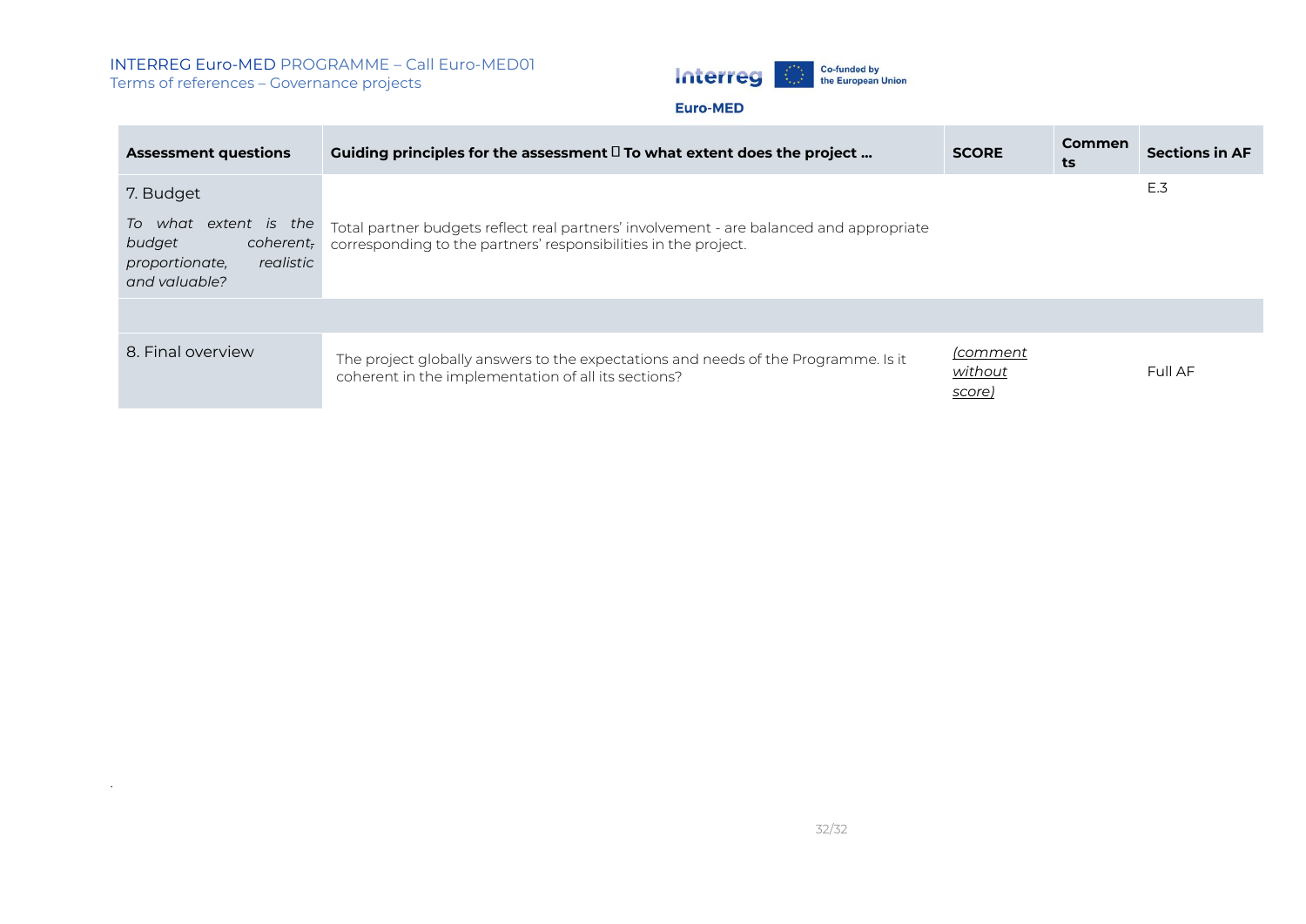| Assessment questions | Guiding principles for the assessment  To what extent does the project … | SCORE | Comments | Sections in AF |
|---|---|---|---|---|
| 7. Budget<br>*To what extent is the budget coherent, proportionate, realistic and valuable?* | Total partner budgets reflect real partners' involvement - are balanced and appropriate corresponding to the partners' responsibilities in the project. | | | E.3 |
| | | | | |
| 8. Final overview | The project globally answers to the expectations and needs of the Programme. Is it coherent in the implementation of all its sections? | *(comment without score)* | | Full AF |